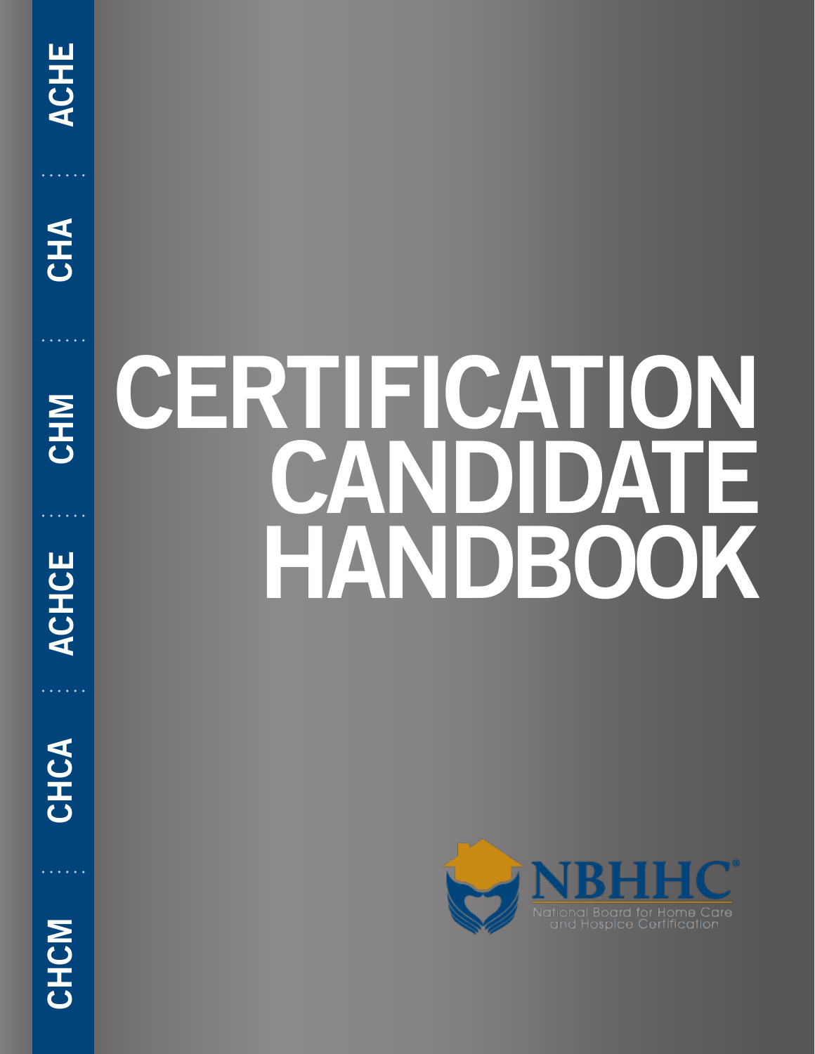ACHE

CHA

CHM

ACHCE

CHCA

CHCM

# CERTIFICATION CANDIDATE HANDBOOK

NBHHC®

National Board for Home Care and Hospice Certification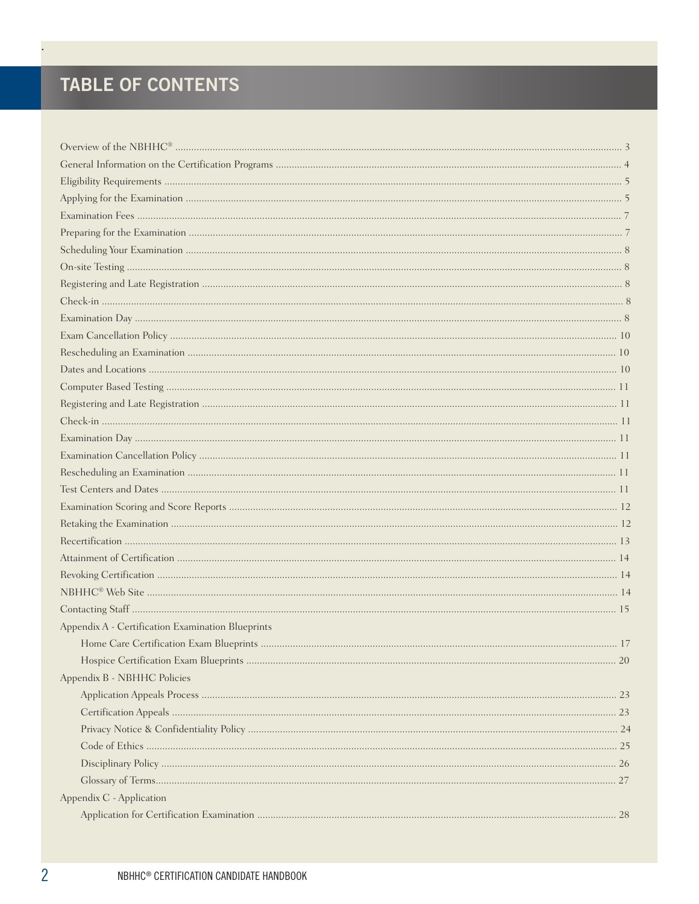# TABLE OF CONTENTS

Overview of the NBHHC® ..... 3
General Information on the Certification Programs ..... 4
Eligibility Requirements ..... 5
Applying for the Examination ..... 5
Examination Fees ..... 7
Preparing for the Examination ..... 7
Scheduling Your Examination ..... 8
On-site Testing ..... 8
Registering and Late Registration ..... 8
Check-in ..... 8
Examination Day ..... 8
Exam Cancellation Policy ..... 10
Rescheduling an Examination ..... 10
Dates and Locations ..... 10
Computer Based Testing ..... 11
Registering and Late Registration ..... 11
Check-in ..... 11
Examination Day ..... 11
Examination Cancellation Policy ..... 11
Rescheduling an Examination ..... 11
Test Centers and Dates ..... 11
Examination Scoring and Score Reports ..... 12
Retaking the Examination ..... 12
Recertification ..... 13
Attainment of Certification ..... 14
Revoking Certification ..... 14
NBHHC® Web Site ..... 14
Contacting Staff ..... 15

Appendix A - Certification Examination Blueprints
- Home Care Certification Exam Blueprints ..... 17
- Hospice Certification Exam Blueprints ..... 20

Appendix B - NBHHC Policies
- Application Appeals Process ..... 23
- Certification Appeals ..... 23
- Privacy Notice & Confidentiality Policy ..... 24
- Code of Ethics ..... 25
- Disciplinary Policy ..... 26
- Glossary of Terms ..... 27

Appendix C - Application
- Application for Certification Examination ..... 28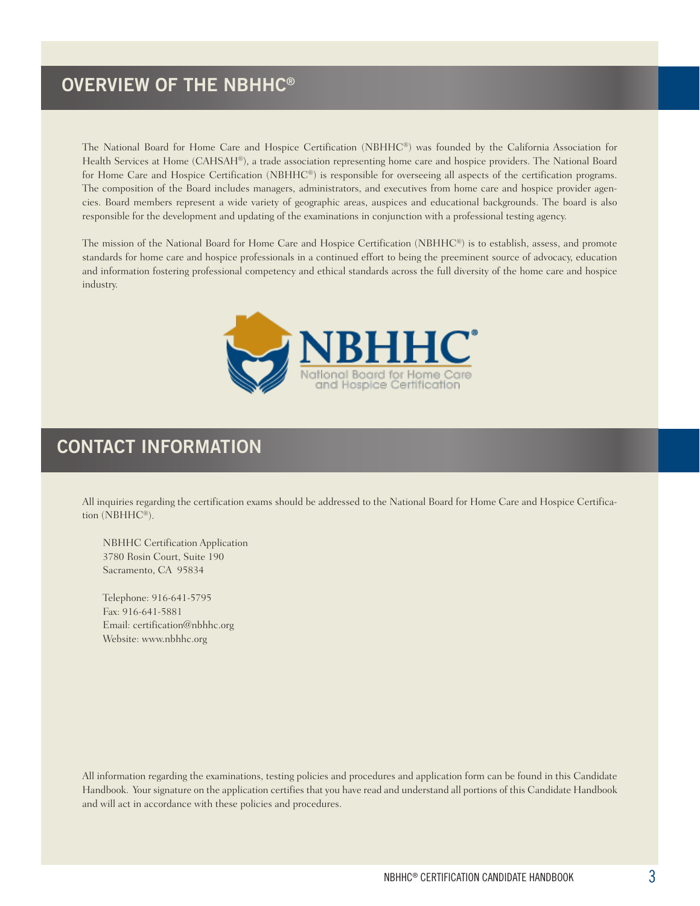## OVERVIEW OF THE NBHHC®

The National Board for Home Care and Hospice Certification (NBHHC®) was founded by the California Association for Health Services at Home (CAHSAH®), a trade association representing home care and hospice providers. The National Board for Home Care and Hospice Certification (NBHHC®) is responsible for overseeing all aspects of the certification programs. The composition of the Board includes managers, administrators, and executives from home care and hospice provider agencies. Board members represent a wide variety of geographic areas, auspices and educational backgrounds. The board is also responsible for the development and updating of the examinations in conjunction with a professional testing agency.

The mission of the National Board for Home Care and Hospice Certification (NBHHC®) is to establish, assess, and promote standards for home care and hospice professionals in a continued effort to being the preeminent source of advocacy, education and information fostering professional competency and ethical standards across the full diversity of the home care and hospice industry.

NBHHC®
National Board for Home Care and Hospice Certification

## CONTACT INFORMATION

All inquiries regarding the certification exams should be addressed to the National Board for Home Care and Hospice Certification (NBHHC®).

NBHHC Certification Application
3780 Rosin Court, Suite 190
Sacramento, CA 95834

Telephone: 916-641-5795
Fax: 916-641-5881
Email: certification@nbhhc.org
Website: www.nbhhc.org

All information regarding the examinations, testing policies and procedures and application form can be found in this Candidate Handbook. Your signature on the application certifies that you have read and understand all portions of this Candidate Handbook and will act in accordance with these policies and procedures.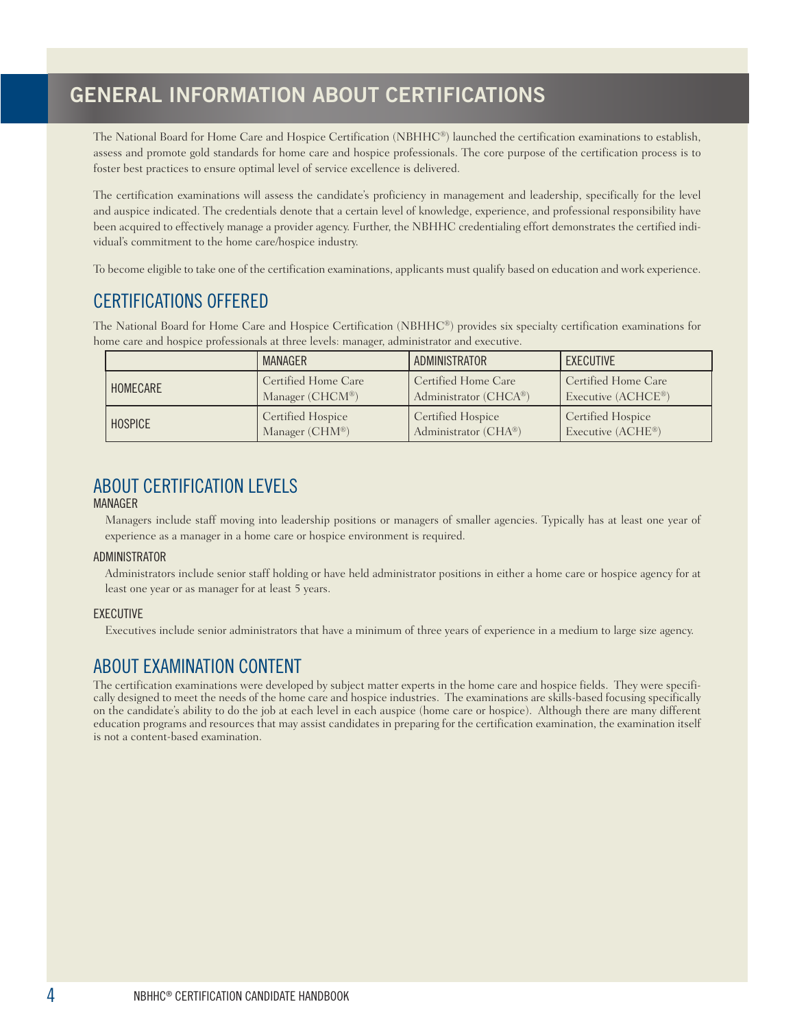# GENERAL INFORMATION ABOUT CERTIFICATIONS

The National Board for Home Care and Hospice Certification (NBHHC®) launched the certification examinations to establish, assess and promote gold standards for home care and hospice professionals. The core purpose of the certification process is to foster best practices to ensure optimal level of service excellence is delivered.

The certification examinations will assess the candidate's proficiency in management and leadership, specifically for the level and auspice indicated. The credentials denote that a certain level of knowledge, experience, and professional responsibility have been acquired to effectively manage a provider agency. Further, the NBHHC credentialing effort demonstrates the certified individual's commitment to the home care/hospice industry.

To become eligible to take one of the certification examinations, applicants must qualify based on education and work experience.

## CERTIFICATIONS OFFERED

The National Board for Home Care and Hospice Certification (NBHHC®) provides six specialty certification examinations for home care and hospice professionals at three levels: manager, administrator and executive.

| | MANAGER | ADMINISTRATOR | EXECUTIVE |
|---|---|---|---|
| HOMECARE | Certified Home Care Manager (CHCM®) | Certified Home Care Administrator (CHCA®) | Certified Home Care Executive (ACHCE®) |
| HOSPICE | Certified Hospice Manager (CHM®) | Certified Hospice Administrator (CHA®) | Certified Hospice Executive (ACHE®) |

## ABOUT CERTIFICATION LEVELS

### MANAGER

Managers include staff moving into leadership positions or managers of smaller agencies. Typically has at least one year of experience as a manager in a home care or hospice environment is required.

### ADMINISTRATOR

Administrators include senior staff holding or have held administrator positions in either a home care or hospice agency for at least one year or as manager for at least 5 years.

### EXECUTIVE

Executives include senior administrators that have a minimum of three years of experience in a medium to large size agency.

## ABOUT EXAMINATION CONTENT

The certification examinations were developed by subject matter experts in the home care and hospice fields. They were specifically designed to meet the needs of the home care and hospice industries. The examinations are skills-based focusing specifically on the candidate's ability to do the job at each level in each auspice (home care or hospice). Although there are many different education programs and resources that may assist candidates in preparing for the certification examination, the examination itself is not a content-based examination.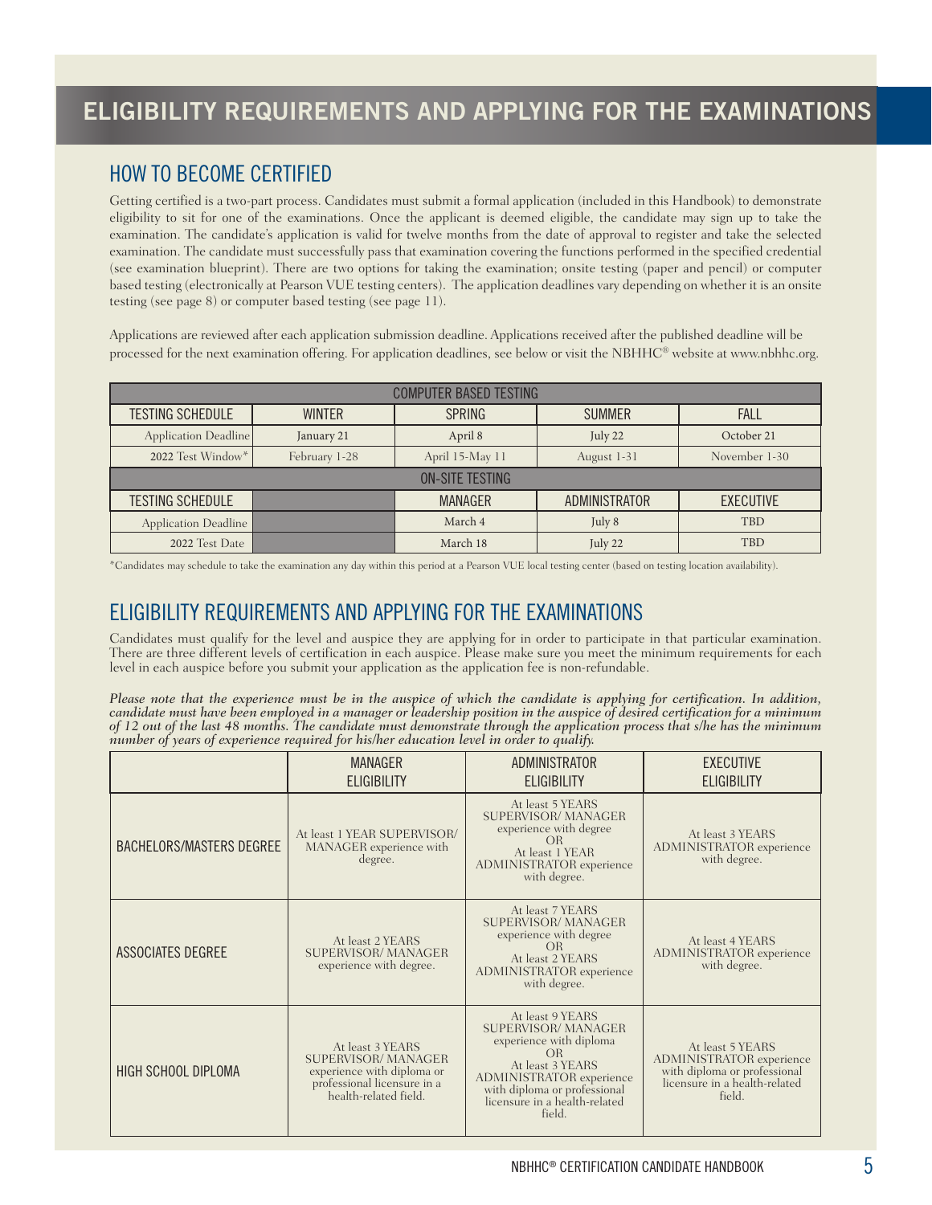# ELIGIBILITY REQUIREMENTS AND APPLYING FOR THE EXAMINATIONS

## HOW TO BECOME CERTIFIED

Getting certified is a two-part process. Candidates must submit a formal application (included in this Handbook) to demonstrate eligibility to sit for one of the examinations. Once the applicant is deemed eligible, the candidate may sign up to take the examination. The candidate's application is valid for twelve months from the date of approval to register and take the selected examination. The candidate must successfully pass that examination covering the functions performed in the specified credential (see examination blueprint). There are two options for taking the examination; onsite testing (paper and pencil) or computer based testing (electronically at Pearson VUE testing centers). The application deadlines vary depending on whether it is an onsite testing (see page 8) or computer based testing (see page 11).

Applications are reviewed after each application submission deadline. Applications received after the published deadline will be processed for the next examination offering. For application deadlines, see below or visit the NBHHC® website at www.nbhhc.org.

| COMPUTER BASED TESTING | | | | |
|---|---|---|---|---|
| TESTING SCHEDULE | WINTER | SPRING | SUMMER | FALL |
| Application Deadline | January 21 | April 8 | July 22 | October 21 |
| 2022 Test Window* | February 1-28 | April 15-May 11 | August 1-31 | November 1-30 |
| ON-SITE TESTING | | | | |
| TESTING SCHEDULE | | MANAGER | ADMINISTRATOR | EXECUTIVE |
| Application Deadline | | March 4 | July 8 | TBD |
| 2022 Test Date | | March 18 | July 22 | TBD |

*Candidates may schedule to take the examination any day within this period at a Pearson VUE local testing center (based on testing location availability).

## ELIGIBILITY REQUIREMENTS AND APPLYING FOR THE EXAMINATIONS

Candidates must qualify for the level and auspice they are applying for in order to participate in that particular examination. There are three different levels of certification in each auspice. Please make sure you meet the minimum requirements for each level in each auspice before you submit your application as the application fee is non-refundable.

***Please note that the experience must be in the auspice of which the candidate is applying for certification. In addition, candidate must have been employed in a manager or leadership position in the auspice of desired certification for a minimum of 12 out of the last 48 months. The candidate must demonstrate through the application process that s/he has the minimum number of years of experience required for his/her education level in order to qualify.***

| | MANAGER ELIGIBILITY | ADMINISTRATOR ELIGIBILITY | EXECUTIVE ELIGIBILITY |
|---|---|---|---|
| BACHELORS/MASTERS DEGREE | At least 1 YEAR SUPERVISOR/ MANAGER experience with degree. | At least 5 YEARS SUPERVISOR/ MANAGER experience with degree OR At least 1 YEAR ADMINISTRATOR experience with degree. | At least 3 YEARS ADMINISTRATOR experience with degree. |
| ASSOCIATES DEGREE | At least 2 YEARS SUPERVISOR/ MANAGER experience with degree. | At least 7 YEARS SUPERVISOR/ MANAGER experience with degree OR At least 2 YEARS ADMINISTRATOR experience with degree. | At least 4 YEARS ADMINISTRATOR experience with degree. |
| HIGH SCHOOL DIPLOMA | At least 3 YEARS SUPERVISOR/ MANAGER experience with diploma or professional licensure in a health-related field. | At least 9 YEARS SUPERVISOR/ MANAGER experience with diploma OR At least 3 YEARS ADMINISTRATOR experience with diploma or professional licensure in a health-related field. | At least 5 YEARS ADMINISTRATOR experience with diploma or professional licensure in a health-related field. |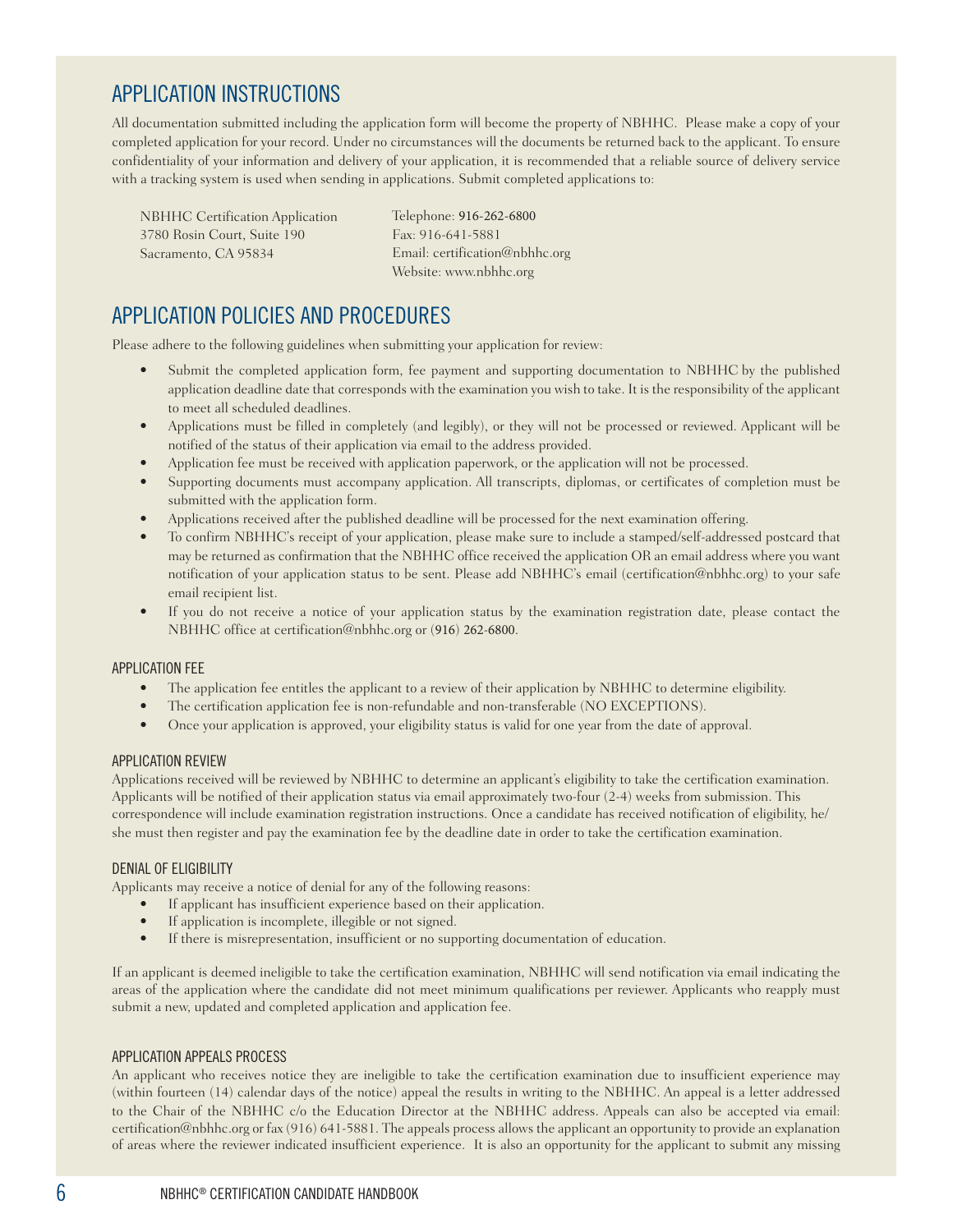## APPLICATION INSTRUCTIONS

All documentation submitted including the application form will become the property of NBHHC. Please make a copy of your completed application for your record. Under no circumstances will the documents be returned back to the applicant. To ensure confidentiality of your information and delivery of your application, it is recommended that a reliable source of delivery service with a tracking system is used when sending in applications. Submit completed applications to:

NBHHC Certification Application
3780 Rosin Court, Suite 190
Sacramento, CA 95834

Telephone: 916-262-6800
Fax: 916-641-5881
Email: certification@nbhhc.org
Website: www.nbhhc.org

## APPLICATION POLICIES AND PROCEDURES

Please adhere to the following guidelines when submitting your application for review:

- Submit the completed application form, fee payment and supporting documentation to NBHHC by the published application deadline date that corresponds with the examination you wish to take. It is the responsibility of the applicant to meet all scheduled deadlines.
- Applications must be filled in completely (and legibly), or they will not be processed or reviewed. Applicant will be notified of the status of their application via email to the address provided.
- Application fee must be received with application paperwork, or the application will not be processed.
- Supporting documents must accompany application. All transcripts, diplomas, or certificates of completion must be submitted with the application form.
- Applications received after the published deadline will be processed for the next examination offering.
- To confirm NBHHC's receipt of your application, please make sure to include a stamped/self-addressed postcard that may be returned as confirmation that the NBHHC office received the application OR an email address where you want notification of your application status to be sent. Please add NBHHC's email (certification@nbhhc.org) to your safe email recipient list.
- If you do not receive a notice of your application status by the examination registration date, please contact the NBHHC office at certification@nbhhc.org or (916) 262-6800.

### APPLICATION FEE

- The application fee entitles the applicant to a review of their application by NBHHC to determine eligibility.
- The certification application fee is non-refundable and non-transferable (NO EXCEPTIONS).
- Once your application is approved, your eligibility status is valid for one year from the date of approval.

### APPLICATION REVIEW

Applications received will be reviewed by NBHHC to determine an applicant's eligibility to take the certification examination. Applicants will be notified of their application status via email approximately two-four (2-4) weeks from submission. This correspondence will include examination registration instructions. Once a candidate has received notification of eligibility, he/she must then register and pay the examination fee by the deadline date in order to take the certification examination.

### DENIAL OF ELIGIBILITY

Applicants may receive a notice of denial for any of the following reasons:

- If applicant has insufficient experience based on their application.
- If application is incomplete, illegible or not signed.
- If there is misrepresentation, insufficient or no supporting documentation of education.

If an applicant is deemed ineligible to take the certification examination, NBHHC will send notification via email indicating the areas of the application where the candidate did not meet minimum qualifications per reviewer. Applicants who reapply must submit a new, updated and completed application and application fee.

### APPLICATION APPEALS PROCESS

An applicant who receives notice they are ineligible to take the certification examination due to insufficient experience may (within fourteen (14) calendar days of the notice) appeal the results in writing to the NBHHC. An appeal is a letter addressed to the Chair of the NBHHC c/o the Education Director at the NBHHC address. Appeals can also be accepted via email: certification@nbhhc.org or fax (916) 641-5881. The appeals process allows the applicant an opportunity to provide an explanation of areas where the reviewer indicated insufficient experience. It is also an opportunity for the applicant to submit any missing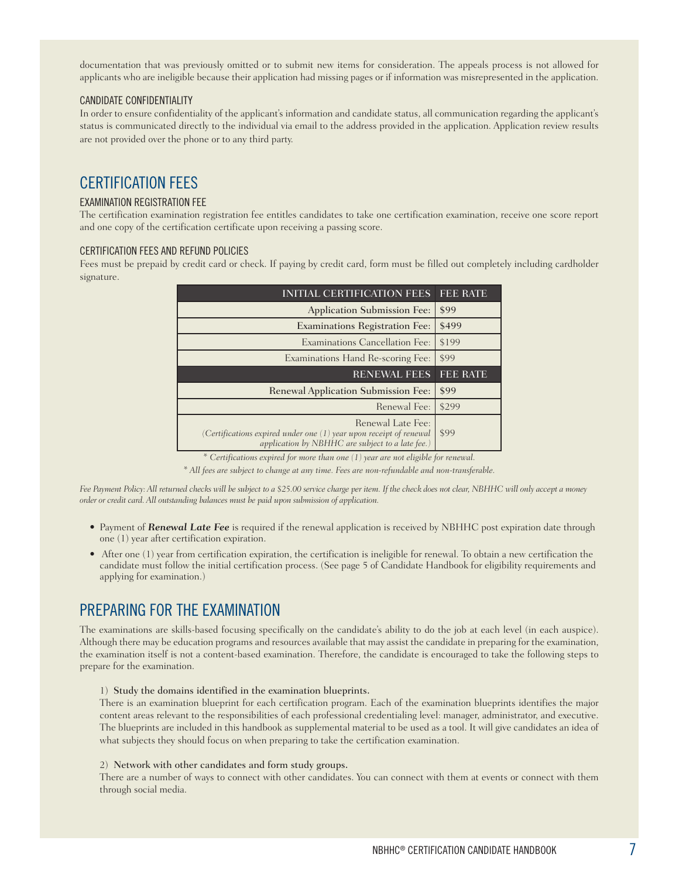documentation that was previously omitted or to submit new items for consideration. The appeals process is not allowed for applicants who are ineligible because their application had missing pages or if information was misrepresented in the application.

### CANDIDATE CONFIDENTIALITY

In order to ensure confidentiality of the applicant's information and candidate status, all communication regarding the applicant's status is communicated directly to the individual via email to the address provided in the application. Application review results are not provided over the phone or to any third party.

## CERTIFICATION FEES

### EXAMINATION REGISTRATION FEE

The certification examination registration fee entitles candidates to take one certification examination, receive one score report and one copy of the certification certificate upon receiving a passing score.

### CERTIFICATION FEES AND REFUND POLICIES

Fees must be prepaid by credit card or check. If paying by credit card, form must be filled out completely including cardholder signature.

| INITIAL CERTIFICATION FEES | FEE RATE |
|---|---|
| Application Submission Fee: | $99 |
| Examinations Registration Fee: | $499 |
| Examinations Cancellation Fee: | $199 |
| Examinations Hand Re-scoring Fee: | $99 |
| **RENEWAL FEES** | **FEE RATE** |
| Renewal Application Submission Fee: | $99 |
| Renewal Fee: | $299 |
| Renewal Late Fee: *(Certifications expired under one (1) year upon receipt of renewal application by NBHHC are subject to a late fee.)* | $99 |

*\* Certifications expired for more than one (1) year are not eligible for renewal.*

*\* All fees are subject to change at any time. Fees are non-refundable and non-transferable.*

*Fee Payment Policy: All returned checks will be subject to a $25.00 service charge per item. If the check does not clear, NBHHC will only accept a money order or credit card. All outstanding balances must be paid upon submission of application.*

- Payment of ***Renewal Late Fee*** is required if the renewal application is received by NBHHC post expiration date through one (1) year after certification expiration.
- After one (1) year from certification expiration, the certification is ineligible for renewal. To obtain a new certification the candidate must follow the initial certification process. (See page 5 of Candidate Handbook for eligibility requirements and applying for examination.)

## PREPARING FOR THE EXAMINATION

The examinations are skills-based focusing specifically on the candidate's ability to do the job at each level (in each auspice). Although there may be education programs and resources available that may assist the candidate in preparing for the examination, the examination itself is not a content-based examination. Therefore, the candidate is encouraged to take the following steps to prepare for the examination.

1) **Study the domains identified in the examination blueprints.**
There is an examination blueprint for each certification program. Each of the examination blueprints identifies the major content areas relevant to the responsibilities of each professional credentialing level: manager, administrator, and executive. The blueprints are included in this handbook as supplemental material to be used as a tool. It will give candidates an idea of what subjects they should focus on when preparing to take the certification examination.

2) **Network with other candidates and form study groups.**
There are a number of ways to connect with other candidates. You can connect with them at events or connect with them through social media.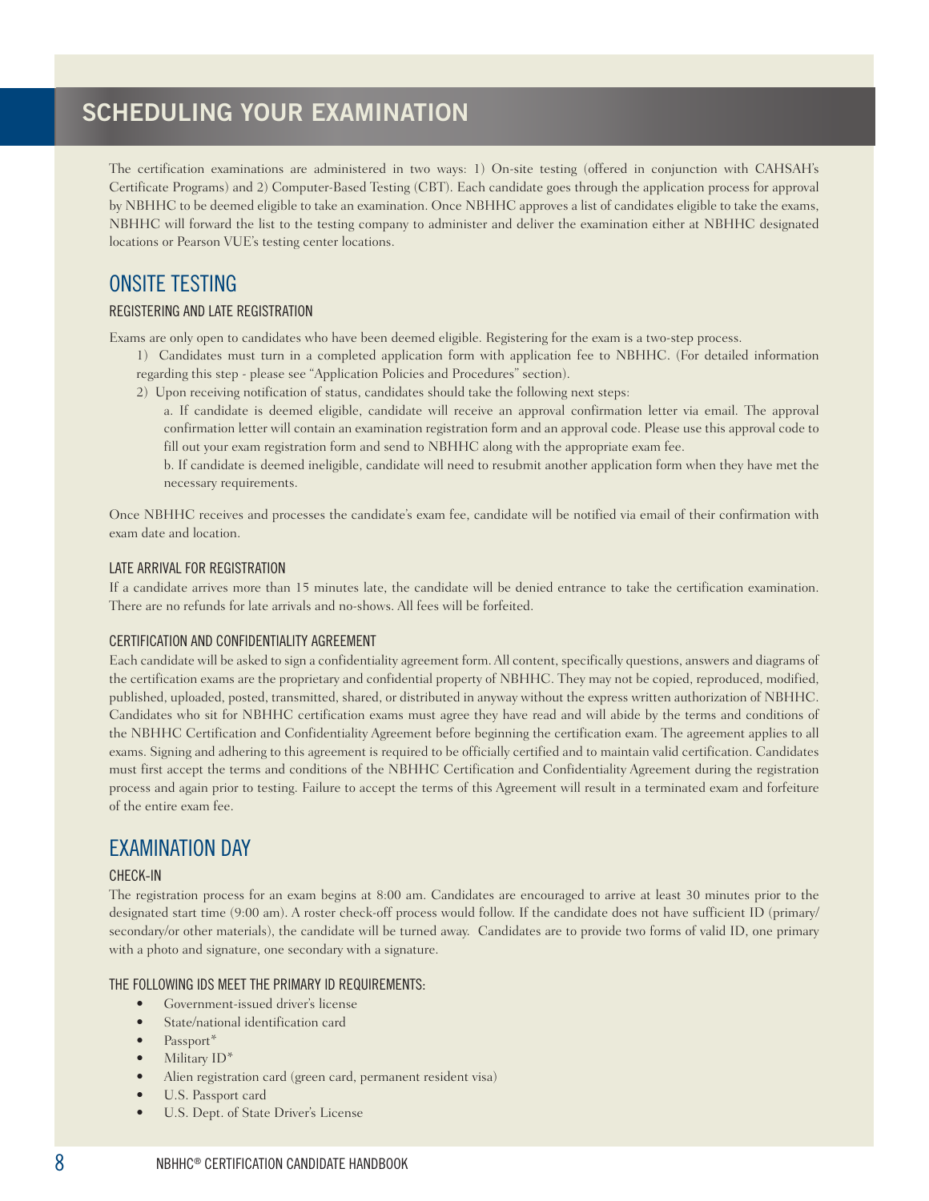# SCHEDULING YOUR EXAMINATION

The certification examinations are administered in two ways: 1) On-site testing (offered in conjunction with CAHSAH's Certificate Programs) and 2) Computer-Based Testing (CBT). Each candidate goes through the application process for approval by NBHHC to be deemed eligible to take an examination. Once NBHHC approves a list of candidates eligible to take the exams, NBHHC will forward the list to the testing company to administer and deliver the examination either at NBHHC designated locations or Pearson VUE's testing center locations.

## ONSITE TESTING

### REGISTERING AND LATE REGISTRATION

Exams are only open to candidates who have been deemed eligible. Registering for the exam is a two-step process.

1) Candidates must turn in a completed application form with application fee to NBHHC. (For detailed information regarding this step - please see "Application Policies and Procedures" section).

2) Upon receiving notification of status, candidates should take the following next steps:

   a. If candidate is deemed eligible, candidate will receive an approval confirmation letter via email. The approval confirmation letter will contain an examination registration form and an approval code. Please use this approval code to fill out your exam registration form and send to NBHHC along with the appropriate exam fee.

   b. If candidate is deemed ineligible, candidate will need to resubmit another application form when they have met the necessary requirements.

Once NBHHC receives and processes the candidate's exam fee, candidate will be notified via email of their confirmation with exam date and location.

### LATE ARRIVAL FOR REGISTRATION

If a candidate arrives more than 15 minutes late, the candidate will be denied entrance to take the certification examination. There are no refunds for late arrivals and no-shows. All fees will be forfeited.

### CERTIFICATION AND CONFIDENTIALITY AGREEMENT

Each candidate will be asked to sign a confidentiality agreement form. All content, specifically questions, answers and diagrams of the certification exams are the proprietary and confidential property of NBHHC. They may not be copied, reproduced, modified, published, uploaded, posted, transmitted, shared, or distributed in anyway without the express written authorization of NBHHC. Candidates who sit for NBHHC certification exams must agree they have read and will abide by the terms and conditions of the NBHHC Certification and Confidentiality Agreement before beginning the certification exam. The agreement applies to all exams. Signing and adhering to this agreement is required to be officially certified and to maintain valid certification. Candidates must first accept the terms and conditions of the NBHHC Certification and Confidentiality Agreement during the registration process and again prior to testing. Failure to accept the terms of this Agreement will result in a terminated exam and forfeiture of the entire exam fee.

## EXAMINATION DAY

### CHECK-IN

The registration process for an exam begins at 8:00 am. Candidates are encouraged to arrive at least 30 minutes prior to the designated start time (9:00 am). A roster check-off process would follow. If the candidate does not have sufficient ID (primary/ secondary/or other materials), the candidate will be turned away. Candidates are to provide two forms of valid ID, one primary with a photo and signature, one secondary with a signature.

### THE FOLLOWING IDS MEET THE PRIMARY ID REQUIREMENTS:

- Government-issued driver's license
- State/national identification card
- Passport*
- Military ID*
- Alien registration card (green card, permanent resident visa)
- U.S. Passport card
- U.S. Dept. of State Driver's License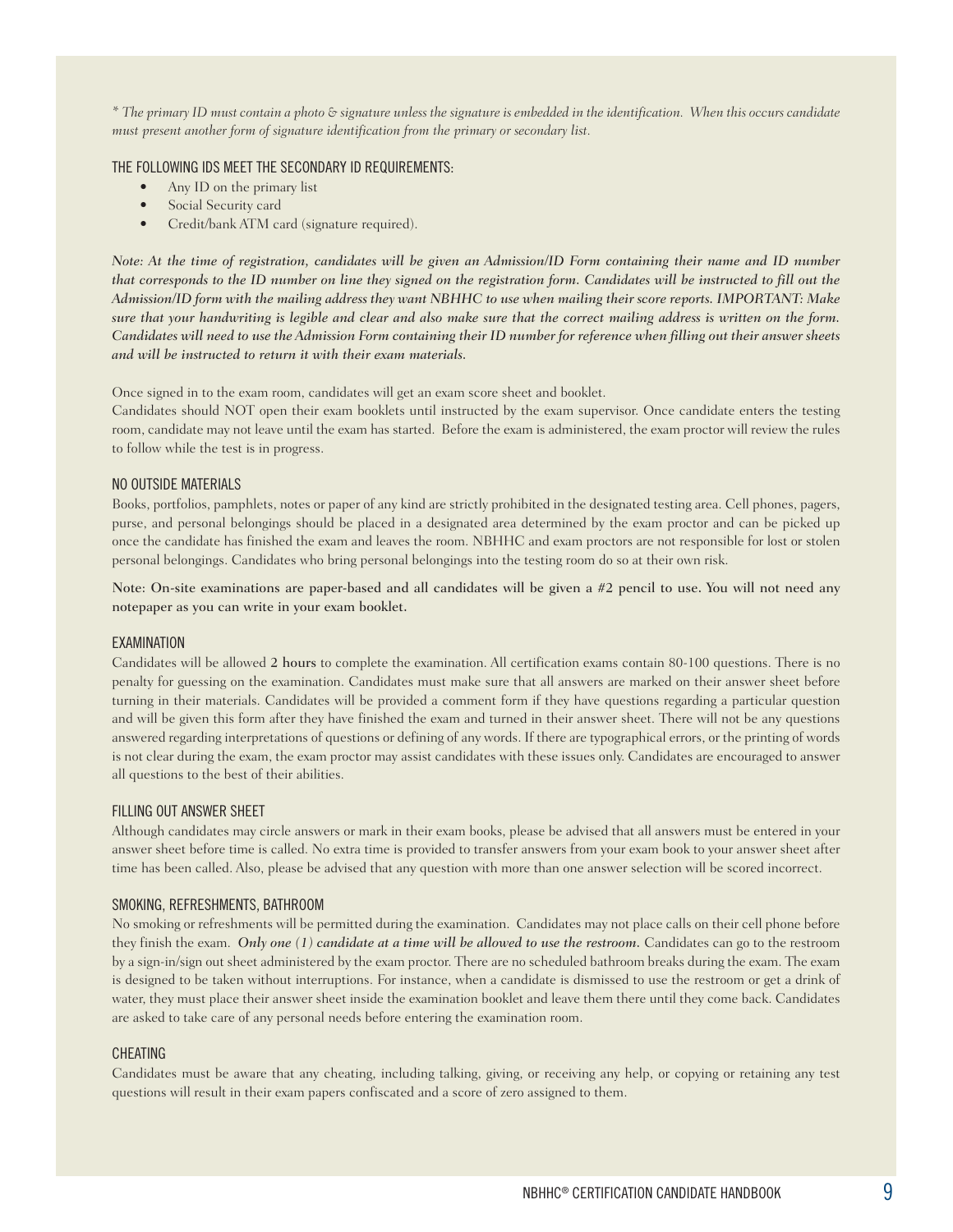*\* The primary ID must contain a photo & signature unless the signature is embedded in the identification. When this occurs candidate must present another form of signature identification from the primary or secondary list.*

### THE FOLLOWING IDS MEET THE SECONDARY ID REQUIREMENTS:

- Any ID on the primary list
- Social Security card
- Credit/bank ATM card (signature required).

***Note: At the time of registration, candidates will be given an Admission/ID Form containing their name and ID number that corresponds to the ID number on line they signed on the registration form. Candidates will be instructed to fill out the Admission/ID form with the mailing address they want NBHHC to use when mailing their score reports. IMPORTANT: Make sure that your handwriting is legible and clear and also make sure that the correct mailing address is written on the form. Candidates will need to use the Admission Form containing their ID number for reference when filling out their answer sheets and will be instructed to return it with their exam materials.***

Once signed in to the exam room, candidates will get an exam score sheet and booklet.
Candidates should NOT open their exam booklets until instructed by the exam supervisor. Once candidate enters the testing room, candidate may not leave until the exam has started. Before the exam is administered, the exam proctor will review the rules to follow while the test is in progress.

### NO OUTSIDE MATERIALS

Books, portfolios, pamphlets, notes or paper of any kind are strictly prohibited in the designated testing area. Cell phones, pagers, purse, and personal belongings should be placed in a designated area determined by the exam proctor and can be picked up once the candidate has finished the exam and leaves the room. NBHHC and exam proctors are not responsible for lost or stolen personal belongings. Candidates who bring personal belongings into the testing room do so at their own risk.

Note: On-site examinations are paper-based and all candidates will be given a #2 pencil to use. You will not need any notepaper as you can write in your exam booklet.

### EXAMINATION

Candidates will be allowed **2 hours** to complete the examination. All certification exams contain 80-100 questions. There is no penalty for guessing on the examination. Candidates must make sure that all answers are marked on their answer sheet before turning in their materials. Candidates will be provided a comment form if they have questions regarding a particular question and will be given this form after they have finished the exam and turned in their answer sheet. There will not be any questions answered regarding interpretations of questions or defining of any words. If there are typographical errors, or the printing of words is not clear during the exam, the exam proctor may assist candidates with these issues only. Candidates are encouraged to answer all questions to the best of their abilities.

### FILLING OUT ANSWER SHEET

Although candidates may circle answers or mark in their exam books, please be advised that all answers must be entered in your answer sheet before time is called. No extra time is provided to transfer answers from your exam book to your answer sheet after time has been called. Also, please be advised that any question with more than one answer selection will be scored incorrect.

### SMOKING, REFRESHMENTS, BATHROOM

No smoking or refreshments will be permitted during the examination. Candidates may not place calls on their cell phone before they finish the exam. ***Only one (1) candidate at a time will be allowed to use the restroom.*** Candidates can go to the restroom by a sign-in/sign out sheet administered by the exam proctor. There are no scheduled bathroom breaks during the exam. The exam is designed to be taken without interruptions. For instance, when a candidate is dismissed to use the restroom or get a drink of water, they must place their answer sheet inside the examination booklet and leave them there until they come back. Candidates are asked to take care of any personal needs before entering the examination room.

### CHEATING

Candidates must be aware that any cheating, including talking, giving, or receiving any help, or copying or retaining any test questions will result in their exam papers confiscated and a score of zero assigned to them.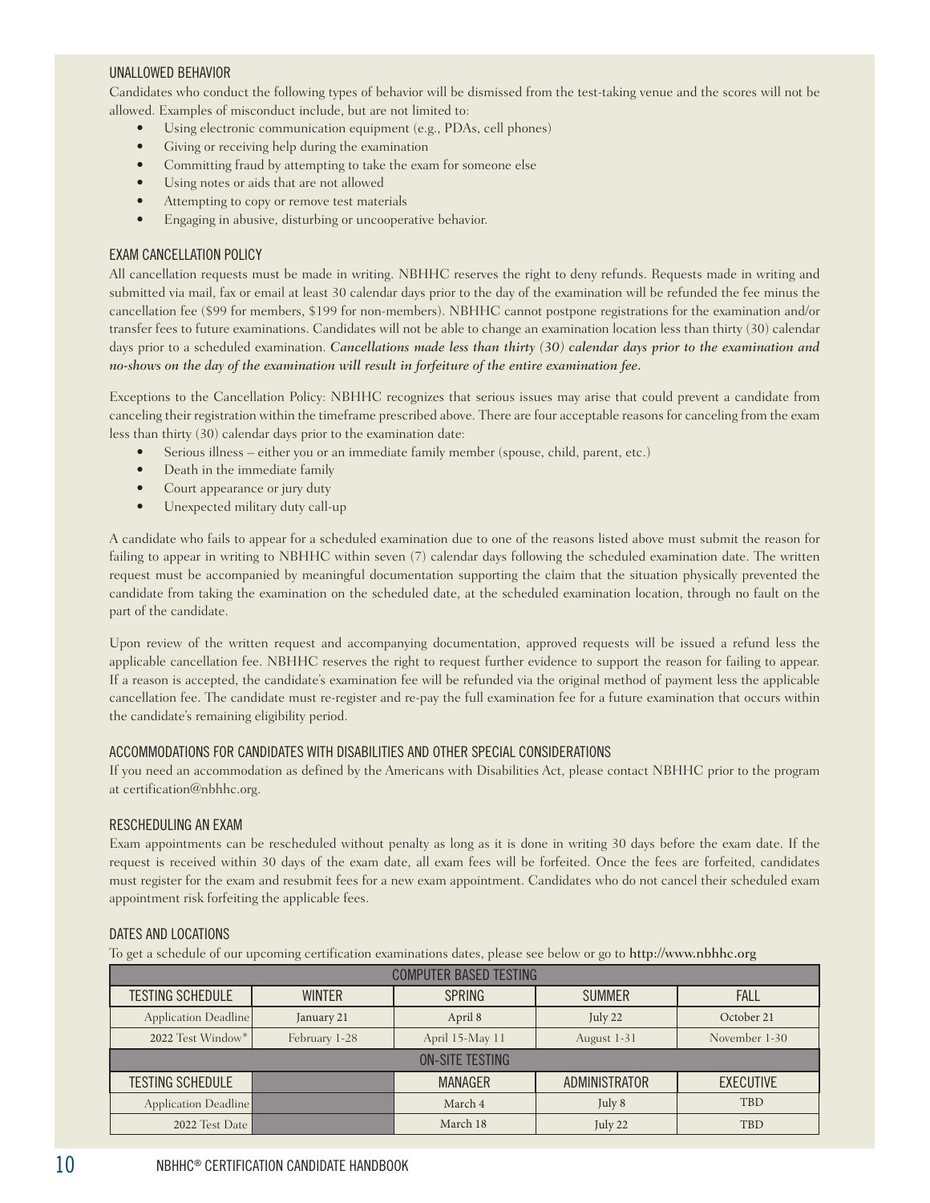### UNALLOWED BEHAVIOR

Candidates who conduct the following types of behavior will be dismissed from the test-taking venue and the scores will not be allowed. Examples of misconduct include, but are not limited to:

- Using electronic communication equipment (e.g., PDAs, cell phones)
- Giving or receiving help during the examination
- Committing fraud by attempting to take the exam for someone else
- Using notes or aids that are not allowed
- Attempting to copy or remove test materials
- Engaging in abusive, disturbing or uncooperative behavior.

### EXAM CANCELLATION POLICY

All cancellation requests must be made in writing. NBHHC reserves the right to deny refunds. Requests made in writing and submitted via mail, fax or email at least 30 calendar days prior to the day of the examination will be refunded the fee minus the cancellation fee ($99 for members, $199 for non-members). NBHHC cannot postpone registrations for the examination and/or transfer fees to future examinations. Candidates will not be able to change an examination location less than thirty (30) calendar days prior to a scheduled examination. ***Cancellations made less than thirty (30) calendar days prior to the examination and no-shows on the day of the examination will result in forfeiture of the entire examination fee.***

Exceptions to the Cancellation Policy: NBHHC recognizes that serious issues may arise that could prevent a candidate from canceling their registration within the timeframe prescribed above. There are four acceptable reasons for canceling from the exam less than thirty (30) calendar days prior to the examination date:

- Serious illness – either you or an immediate family member (spouse, child, parent, etc.)
- Death in the immediate family
- Court appearance or jury duty
- Unexpected military duty call-up

A candidate who fails to appear for a scheduled examination due to one of the reasons listed above must submit the reason for failing to appear in writing to NBHHC within seven (7) calendar days following the scheduled examination date. The written request must be accompanied by meaningful documentation supporting the claim that the situation physically prevented the candidate from taking the examination on the scheduled date, at the scheduled examination location, through no fault on the part of the candidate.

Upon review of the written request and accompanying documentation, approved requests will be issued a refund less the applicable cancellation fee. NBHHC reserves the right to request further evidence to support the reason for failing to appear. If a reason is accepted, the candidate's examination fee will be refunded via the original method of payment less the applicable cancellation fee. The candidate must re-register and re-pay the full examination fee for a future examination that occurs within the candidate's remaining eligibility period.

### ACCOMMODATIONS FOR CANDIDATES WITH DISABILITIES AND OTHER SPECIAL CONSIDERATIONS

If you need an accommodation as defined by the Americans with Disabilities Act, please contact NBHHC prior to the program at certification@nbhhc.org.

### RESCHEDULING AN EXAM

Exam appointments can be rescheduled without penalty as long as it is done in writing 30 days before the exam date. If the request is received within 30 days of the exam date, all exam fees will be forfeited. Once the fees are forfeited, candidates must register for the exam and resubmit fees for a new exam appointment. Candidates who do not cancel their scheduled exam appointment risk forfeiting the applicable fees.

### DATES AND LOCATIONS

To get a schedule of our upcoming certification examinations dates, please see below or go to **http://www.nbhhc.org**

| COMPUTER BASED TESTING | | | | |
|---|---|---|---|---|
| TESTING SCHEDULE | WINTER | SPRING | SUMMER | FALL |
| Application Deadline | January 21 | April 8 | July 22 | October 21 |
| 2022 Test Window* | February 1-28 | April 15-May 11 | August 1-31 | November 1-30 |
| **ON-SITE TESTING** | | | | |
| TESTING SCHEDULE | | MANAGER | ADMINISTRATOR | EXECUTIVE |
| Application Deadline | | March 4 | July 8 | TBD |
| 2022 Test Date | | March 18 | July 22 | TBD |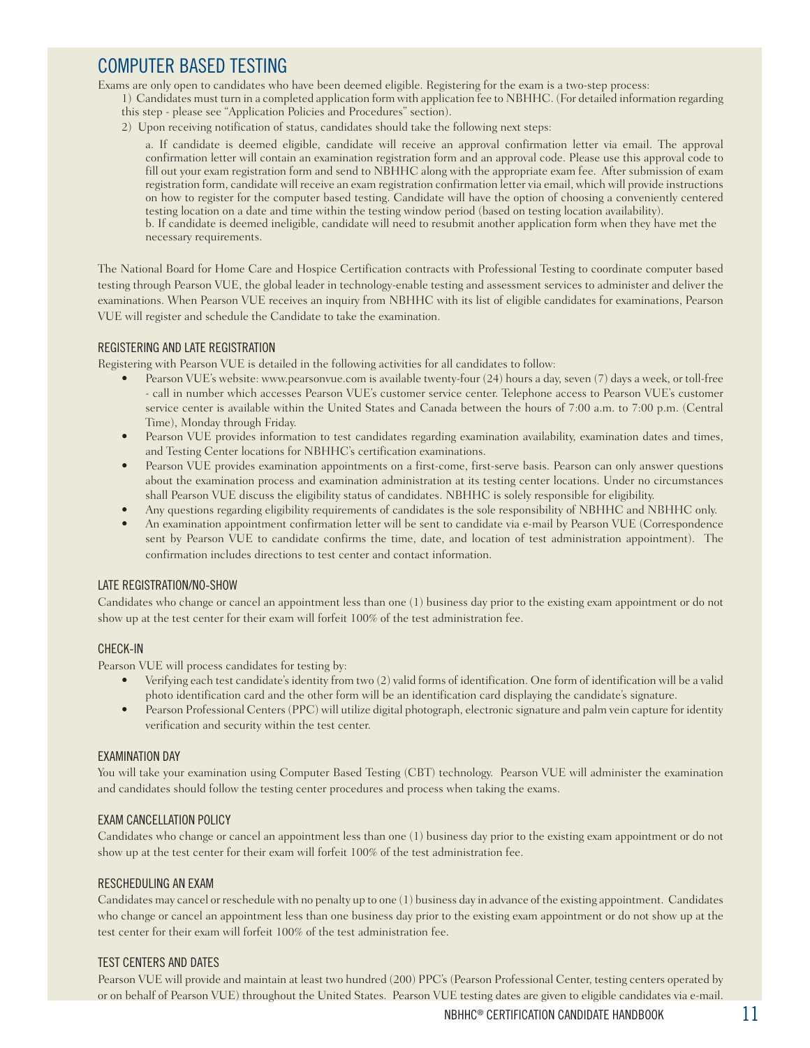## COMPUTER BASED TESTING

Exams are only open to candidates who have been deemed eligible. Registering for the exam is a two-step process:

1) Candidates must turn in a completed application form with application fee to NBHHC. (For detailed information regarding this step - please see "Application Policies and Procedures" section).

2) Upon receiving notification of status, candidates should take the following next steps:

   a. If candidate is deemed eligible, candidate will receive an approval confirmation letter via email. The approval confirmation letter will contain an examination registration form and an approval code. Please use this approval code to fill out your exam registration form and send to NBHHC along with the appropriate exam fee. After submission of exam registration form, candidate will receive an exam registration confirmation letter via email, which will provide instructions on how to register for the computer based testing. Candidate will have the option of choosing a conveniently centered testing location on a date and time within the testing window period (based on testing location availability).

   b. If candidate is deemed ineligible, candidate will need to resubmit another application form when they have met the necessary requirements.

The National Board for Home Care and Hospice Certification contracts with Professional Testing to coordinate computer based testing through Pearson VUE, the global leader in technology-enable testing and assessment services to administer and deliver the examinations. When Pearson VUE receives an inquiry from NBHHC with its list of eligible candidates for examinations, Pearson VUE will register and schedule the Candidate to take the examination.

### REGISTERING AND LATE REGISTRATION

Registering with Pearson VUE is detailed in the following activities for all candidates to follow:

- Pearson VUE's website: www.pearsonvue.com is available twenty-four (24) hours a day, seven (7) days a week, or toll-free - call in number which accesses Pearson VUE's customer service center. Telephone access to Pearson VUE's customer service center is available within the United States and Canada between the hours of 7:00 a.m. to 7:00 p.m. (Central Time), Monday through Friday.
- Pearson VUE provides information to test candidates regarding examination availability, examination dates and times, and Testing Center locations for NBHHC's certification examinations.
- Pearson VUE provides examination appointments on a first-come, first-serve basis. Pearson can only answer questions about the examination process and examination administration at its testing center locations. Under no circumstances shall Pearson VUE discuss the eligibility status of candidates. NBHHC is solely responsible for eligibility.
- Any questions regarding eligibility requirements of candidates is the sole responsibility of NBHHC and NBHHC only.
- An examination appointment confirmation letter will be sent to candidate via e-mail by Pearson VUE (Correspondence sent by Pearson VUE to candidate confirms the time, date, and location of test administration appointment). The confirmation includes directions to test center and contact information.

### LATE REGISTRATION/NO-SHOW

Candidates who change or cancel an appointment less than one (1) business day prior to the existing exam appointment or do not show up at the test center for their exam will forfeit 100% of the test administration fee.

### CHECK-IN

Pearson VUE will process candidates for testing by:

- Verifying each test candidate's identity from two (2) valid forms of identification. One form of identification will be a valid photo identification card and the other form will be an identification card displaying the candidate's signature.
- Pearson Professional Centers (PPC) will utilize digital photograph, electronic signature and palm vein capture for identity verification and security within the test center.

### EXAMINATION DAY

You will take your examination using Computer Based Testing (CBT) technology. Pearson VUE will administer the examination and candidates should follow the testing center procedures and process when taking the exams.

### EXAM CANCELLATION POLICY

Candidates who change or cancel an appointment less than one (1) business day prior to the existing exam appointment or do not show up at the test center for their exam will forfeit 100% of the test administration fee.

### RESCHEDULING AN EXAM

Candidates may cancel or reschedule with no penalty up to one (1) business day in advance of the existing appointment. Candidates who change or cancel an appointment less than one business day prior to the existing exam appointment or do not show up at the test center for their exam will forfeit 100% of the test administration fee.

### TEST CENTERS AND DATES

Pearson VUE will provide and maintain at least two hundred (200) PPC's (Pearson Professional Center, testing centers operated by or on behalf of Pearson VUE) throughout the United States. Pearson VUE testing dates are given to eligible candidates via e-mail.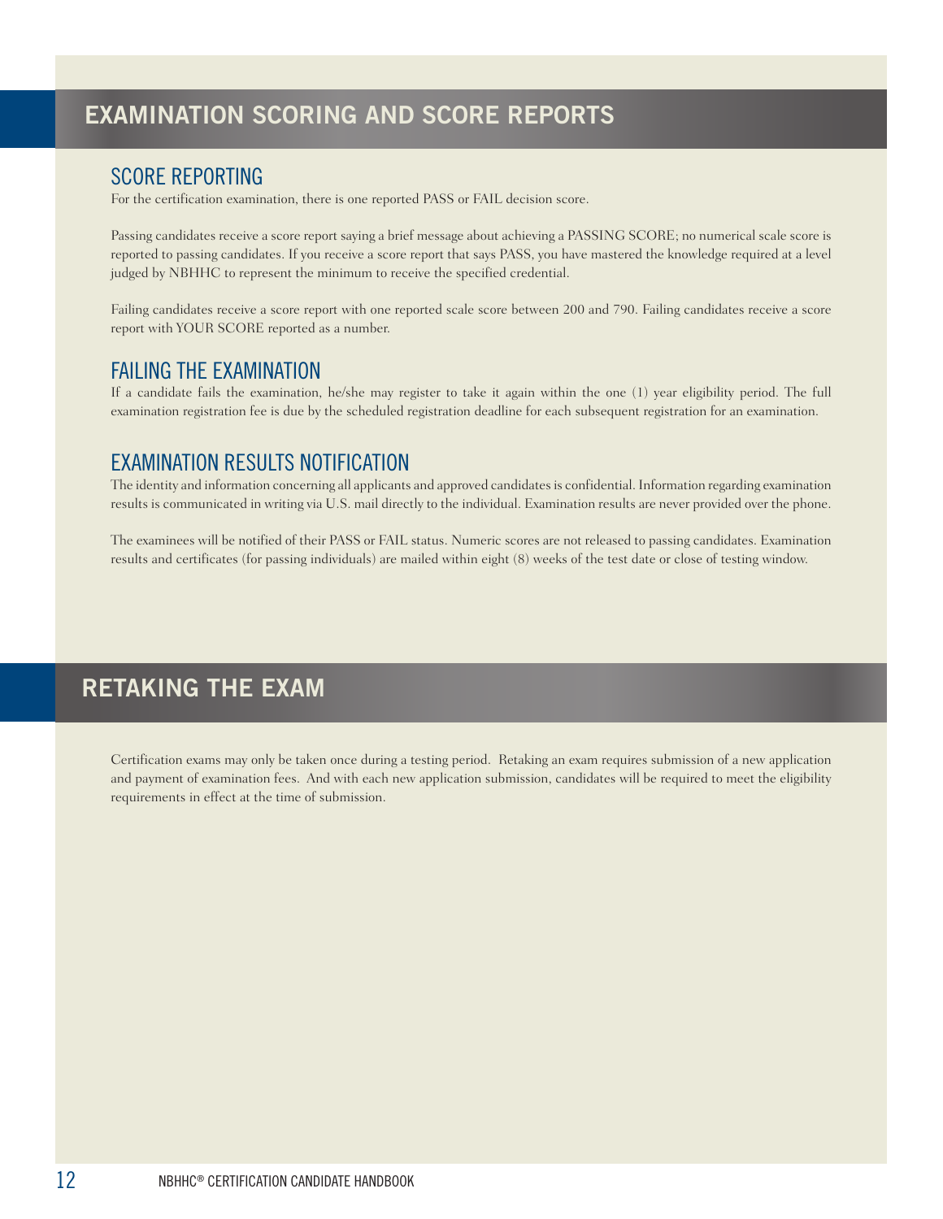## EXAMINATION SCORING AND SCORE REPORTS

### SCORE REPORTING

For the certification examination, there is one reported PASS or FAIL decision score.

Passing candidates receive a score report saying a brief message about achieving a PASSING SCORE; no numerical scale score is reported to passing candidates. If you receive a score report that says PASS, you have mastered the knowledge required at a level judged by NBHHC to represent the minimum to receive the specified credential.

Failing candidates receive a score report with one reported scale score between 200 and 790. Failing candidates receive a score report with YOUR SCORE reported as a number.

### FAILING THE EXAMINATION

If a candidate fails the examination, he/she may register to take it again within the one (1) year eligibility period. The full examination registration fee is due by the scheduled registration deadline for each subsequent registration for an examination.

### EXAMINATION RESULTS NOTIFICATION

The identity and information concerning all applicants and approved candidates is confidential. Information regarding examination results is communicated in writing via U.S. mail directly to the individual. Examination results are never provided over the phone.

The examinees will be notified of their PASS or FAIL status. Numeric scores are not released to passing candidates. Examination results and certificates (for passing individuals) are mailed within eight (8) weeks of the test date or close of testing window.

## RETAKING THE EXAM

Certification exams may only be taken once during a testing period. Retaking an exam requires submission of a new application and payment of examination fees. And with each new application submission, candidates will be required to meet the eligibility requirements in effect at the time of submission.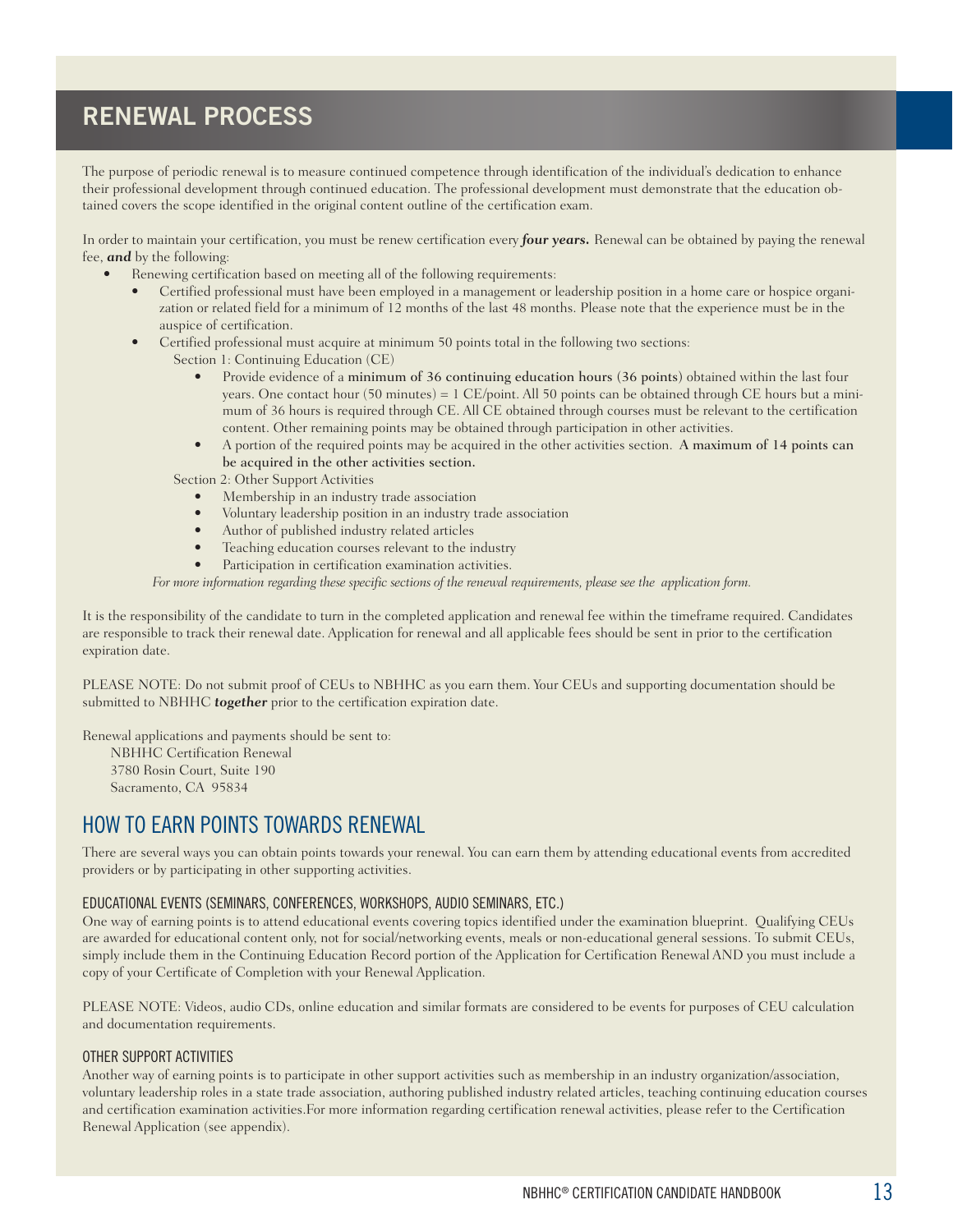# RENEWAL PROCESS

The purpose of periodic renewal is to measure continued competence through identification of the individual's dedication to enhance their professional development through continued education. The professional development must demonstrate that the education obtained covers the scope identified in the original content outline of the certification exam.

In order to maintain your certification, you must be renew certification every ***four years.*** Renewal can be obtained by paying the renewal fee, ***and*** by the following:

- Renewing certification based on meeting all of the following requirements:
  - Certified professional must have been employed in a management or leadership position in a home care or hospice organization or related field for a minimum of 12 months of the last 48 months. Please note that the experience must be in the auspice of certification.
  - Certified professional must acquire at minimum 50 points total in the following two sections:

    Section 1: Continuing Education (CE)

    - Provide evidence of a **minimum of 36 continuing education hours (36 points)** obtained within the last four years. One contact hour (50 minutes) = 1 CE/point. All 50 points can be obtained through CE hours but a minimum of 36 hours is required through CE. All CE obtained through courses must be relevant to the certification content. Other remaining points may be obtained through participation in other activities.
    - A portion of the required points may be acquired in the other activities section. **A maximum of 14 points can be acquired in the other activities section.**

    Section 2: Other Support Activities

    - Membership in an industry trade association
    - Voluntary leadership position in an industry trade association
    - Author of published industry related articles
    - Teaching education courses relevant to the industry
    - Participation in certification examination activities.

*For more information regarding these specific sections of the renewal requirements, please see the application form.*

It is the responsibility of the candidate to turn in the completed application and renewal fee within the timeframe required. Candidates are responsible to track their renewal date. Application for renewal and all applicable fees should be sent in prior to the certification expiration date.

PLEASE NOTE: Do not submit proof of CEUs to NBHHC as you earn them. Your CEUs and supporting documentation should be submitted to NBHHC ***together*** prior to the certification expiration date.

Renewal applications and payments should be sent to:

NBHHC Certification Renewal
3780 Rosin Court, Suite 190
Sacramento, CA 95834

## HOW TO EARN POINTS TOWARDS RENEWAL

There are several ways you can obtain points towards your renewal. You can earn them by attending educational events from accredited providers or by participating in other supporting activities.

### EDUCATIONAL EVENTS (SEMINARS, CONFERENCES, WORKSHOPS, AUDIO SEMINARS, ETC.)

One way of earning points is to attend educational events covering topics identified under the examination blueprint. Qualifying CEUs are awarded for educational content only, not for social/networking events, meals or non-educational general sessions. To submit CEUs, simply include them in the Continuing Education Record portion of the Application for Certification Renewal AND you must include a copy of your Certificate of Completion with your Renewal Application.

PLEASE NOTE: Videos, audio CDs, online education and similar formats are considered to be events for purposes of CEU calculation and documentation requirements.

### OTHER SUPPORT ACTIVITIES

Another way of earning points is to participate in other support activities such as membership in an industry organization/association, voluntary leadership roles in a state trade association, authoring published industry related articles, teaching continuing education courses and certification examination activities.For more information regarding certification renewal activities, please refer to the Certification Renewal Application (see appendix).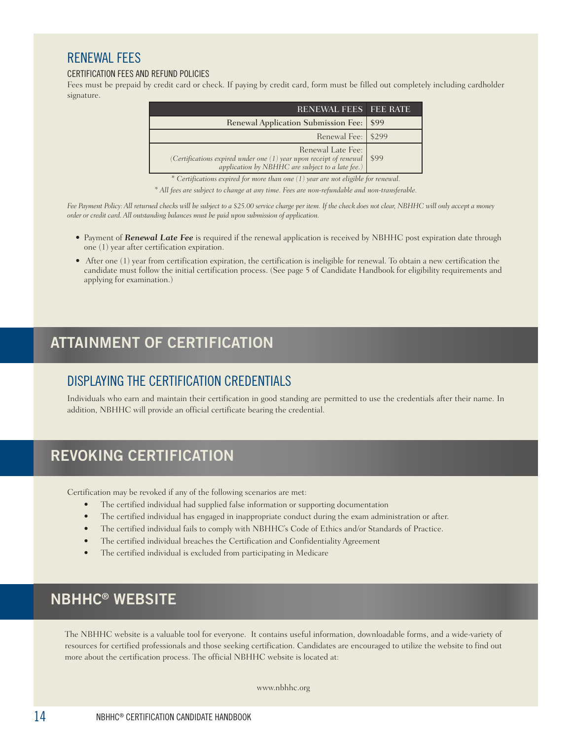## RENEWAL FEES

### CERTIFICATION FEES AND REFUND POLICIES

Fees must be prepaid by credit card or check. If paying by credit card, form must be filled out completely including cardholder signature.

| RENEWAL FEES | FEE RATE |
|---|---|
| Renewal Application Submission Fee: | $99 |
| Renewal Fee: | $299 |
| Renewal Late Fee: *(Certifications expired under one (1) year upon receipt of renewal application by NBHHC are subject to a late fee.)* | $99 |

*\* Certifications expired for more than one (1) year are not eligible for renewal.*

*\* All fees are subject to change at any time. Fees are non-refundable and non-transferable.*

*Fee Payment Policy: All returned checks will be subject to a $25.00 service charge per item. If the check does not clear, NBHHC will only accept a money order or credit card. All outstanding balances must be paid upon submission of application.*

- Payment of ***Renewal Late Fee*** is required if the renewal application is received by NBHHC post expiration date through one (1) year after certification expiration.
- After one (1) year from certification expiration, the certification is ineligible for renewal. To obtain a new certification the candidate must follow the initial certification process. (See page 5 of Candidate Handbook for eligibility requirements and applying for examination.)

# ATTAINMENT OF CERTIFICATION

## DISPLAYING THE CERTIFICATION CREDENTIALS

Individuals who earn and maintain their certification in good standing are permitted to use the credentials after their name. In addition, NBHHC will provide an official certificate bearing the credential.

# REVOKING CERTIFICATION

Certification may be revoked if any of the following scenarios are met:

- The certified individual had supplied false information or supporting documentation
- The certified individual has engaged in inappropriate conduct during the exam administration or after.
- The certified individual fails to comply with NBHHC's Code of Ethics and/or Standards of Practice.
- The certified individual breaches the Certification and Confidentiality Agreement
- The certified individual is excluded from participating in Medicare

# NBHHC® WEBSITE

The NBHHC website is a valuable tool for everyone. It contains useful information, downloadable forms, and a wide-variety of resources for certified professionals and those seeking certification. Candidates are encouraged to utilize the website to find out more about the certification process. The official NBHHC website is located at:

www.nbhhc.org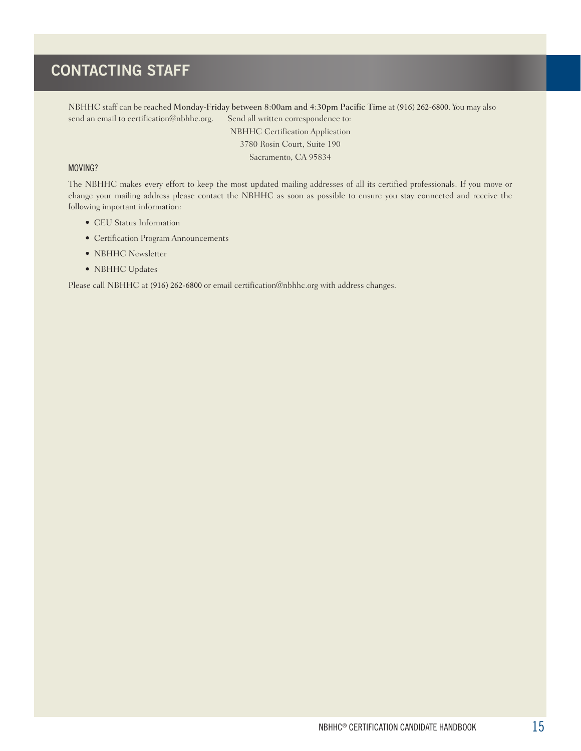# CONTACTING STAFF

NBHHC staff can be reached **Monday-Friday between 8:00am and 4:30pm Pacific Time** at (916) 262-6800. You may also send an email to certification@nbhhc.org. Send all written correspondence to:

NBHHC Certification Application
3780 Rosin Court, Suite 190
Sacramento, CA 95834

## MOVING?

The NBHHC makes every effort to keep the most updated mailing addresses of all its certified professionals. If you move or change your mailing address please contact the NBHHC as soon as possible to ensure you stay connected and receive the following important information:

- CEU Status Information
- Certification Program Announcements
- NBHHC Newsletter
- NBHHC Updates

Please call NBHHC at (916) 262-6800 or email certification@nbhhc.org with address changes.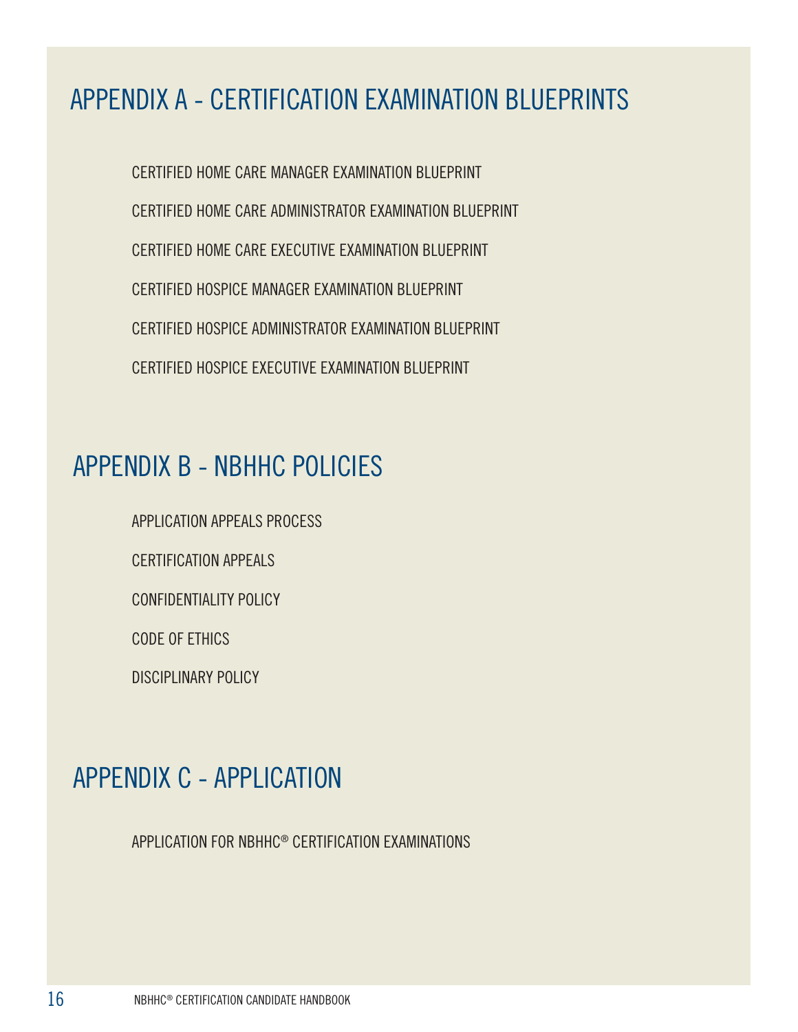# APPENDIX A - CERTIFICATION EXAMINATION BLUEPRINTS

CERTIFIED HOME CARE MANAGER EXAMINATION BLUEPRINT

CERTIFIED HOME CARE ADMINISTRATOR EXAMINATION BLUEPRINT

CERTIFIED HOME CARE EXECUTIVE EXAMINATION BLUEPRINT

CERTIFIED HOSPICE MANAGER EXAMINATION BLUEPRINT

CERTIFIED HOSPICE ADMINISTRATOR EXAMINATION BLUEPRINT

CERTIFIED HOSPICE EXECUTIVE EXAMINATION BLUEPRINT

# APPENDIX B - NBHHC POLICIES

APPLICATION APPEALS PROCESS

CERTIFICATION APPEALS

CONFIDENTIALITY POLICY

CODE OF ETHICS

DISCIPLINARY POLICY

# APPENDIX C - APPLICATION

APPLICATION FOR NBHHC® CERTIFICATION EXAMINATIONS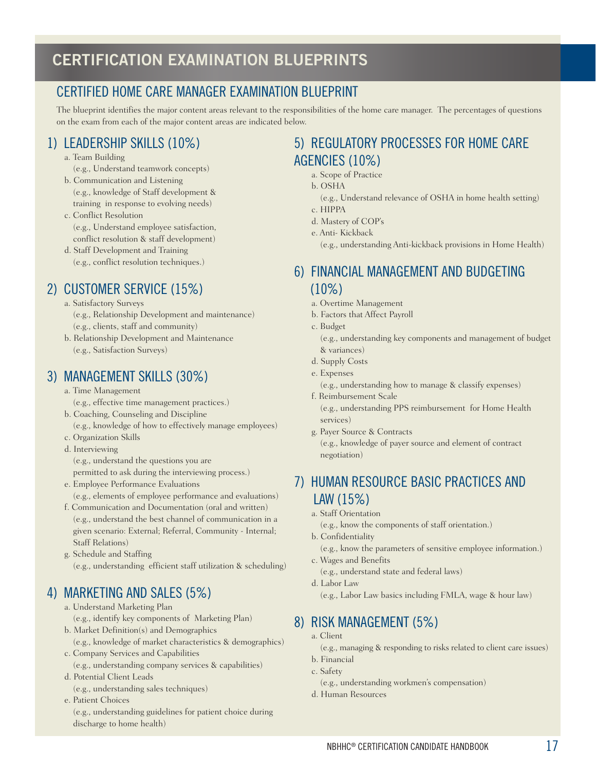# CERTIFICATION EXAMINATION BLUEPRINTS

## CERTIFIED HOME CARE MANAGER EXAMINATION BLUEPRINT

The blueprint identifies the major content areas relevant to the responsibilities of the home care manager. The percentages of questions on the exam from each of the major content areas are indicated below.

### 1) LEADERSHIP SKILLS (10%)

a. Team Building
   (e.g., Understand teamwork concepts)
b. Communication and Listening
   (e.g., knowledge of Staff development & training in response to evolving needs)
c. Conflict Resolution
   (e.g., Understand employee satisfaction, conflict resolution & staff development)
d. Staff Development and Training
   (e.g., conflict resolution techniques.)

### 2) CUSTOMER SERVICE (15%)

a. Satisfactory Surveys
   (e.g., Relationship Development and maintenance)
   (e.g., clients, staff and community)
b. Relationship Development and Maintenance
   (e.g., Satisfaction Surveys)

### 3) MANAGEMENT SKILLS (30%)

a. Time Management
   (e.g., effective time management practices.)
b. Coaching, Counseling and Discipline
   (e.g., knowledge of how to effectively manage employees)
c. Organization Skills
d. Interviewing
   (e.g., understand the questions you are permitted to ask during the interviewing process.)
e. Employee Performance Evaluations
   (e.g., elements of employee performance and evaluations)
f. Communication and Documentation (oral and written)
   (e.g., understand the best channel of communication in a given scenario: External; Referral, Community - Internal; Staff Relations)
g. Schedule and Staffing
   (e.g., understanding efficient staff utilization & scheduling)

### 4) MARKETING AND SALES (5%)

a. Understand Marketing Plan
   (e.g., identify key components of Marketing Plan)
b. Market Definition(s) and Demographics
   (e.g., knowledge of market characteristics & demographics)
c. Company Services and Capabilities
   (e.g., understanding company services & capabilities)
d. Potential Client Leads
   (e.g., understanding sales techniques)
e. Patient Choices
   (e.g., understanding guidelines for patient choice during discharge to home health)

### 5) REGULATORY PROCESSES FOR HOME CARE AGENCIES (10%)

a. Scope of Practice
b. OSHA
   (e.g., Understand relevance of OSHA in home health setting)
c. HIPPA
d. Mastery of COP's
e. Anti- Kickback
   (e.g., understanding Anti-kickback provisions in Home Health)

### 6) FINANCIAL MANAGEMENT AND BUDGETING (10%)

a. Overtime Management
b. Factors that Affect Payroll
c. Budget
   (e.g., understanding key components and management of budget & variances)
d. Supply Costs
e. Expenses
   (e.g., understanding how to manage & classify expenses)
f. Reimbursement Scale
   (e.g., understanding PPS reimbursement for Home Health services)
g. Payer Source & Contracts
   (e.g., knowledge of payer source and element of contract negotiation)

### 7) HUMAN RESOURCE BASIC PRACTICES AND LAW (15%)

a. Staff Orientation
   (e.g., know the components of staff orientation.)
b. Confidentiality
   (e.g., know the parameters of sensitive employee information.)
c. Wages and Benefits
   (e.g., understand state and federal laws)
d. Labor Law
   (e.g., Labor Law basics including FMLA, wage & hour law)

### 8) RISK MANAGEMENT (5%)

a. Client
   (e.g., managing & responding to risks related to client care issues)
b. Financial
c. Safety
   (e.g., understanding workmen's compensation)
d. Human Resources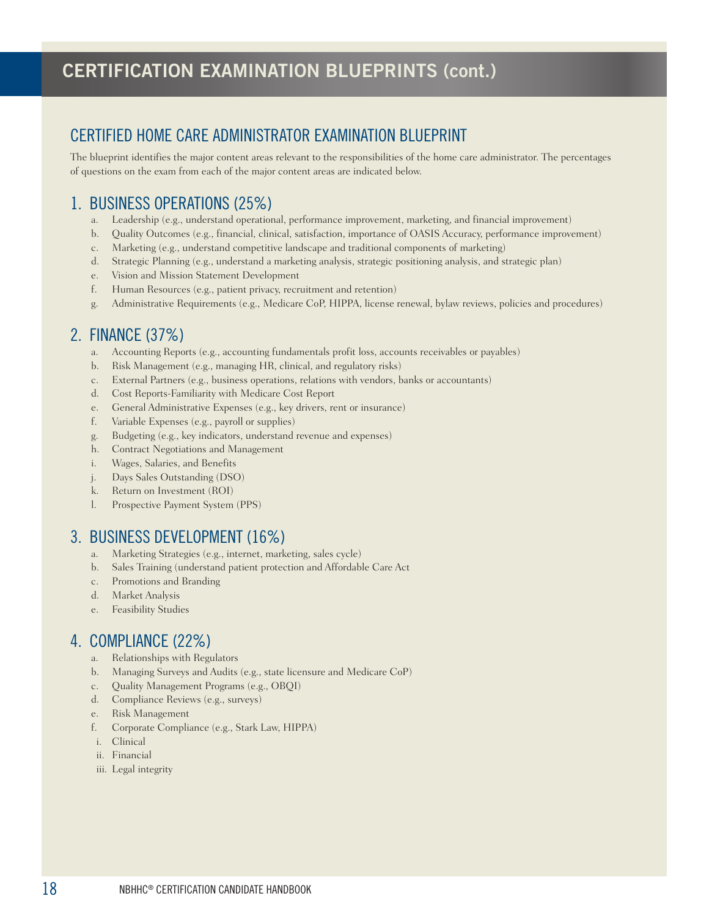# CERTIFICATION EXAMINATION BLUEPRINTS (cont.)

## CERTIFIED HOME CARE ADMINISTRATOR EXAMINATION BLUEPRINT

The blueprint identifies the major content areas relevant to the responsibilities of the home care administrator. The percentages of questions on the exam from each of the major content areas are indicated below.

### 1. BUSINESS OPERATIONS (25%)

a. Leadership (e.g., understand operational, performance improvement, marketing, and financial improvement)
b. Quality Outcomes (e.g., financial, clinical, satisfaction, importance of OASIS Accuracy, performance improvement)
c. Marketing (e.g., understand competitive landscape and traditional components of marketing)
d. Strategic Planning (e.g., understand a marketing analysis, strategic positioning analysis, and strategic plan)
e. Vision and Mission Statement Development
f. Human Resources (e.g., patient privacy, recruitment and retention)
g. Administrative Requirements (e.g., Medicare CoP, HIPPA, license renewal, bylaw reviews, policies and procedures)

### 2. FINANCE (37%)

a. Accounting Reports (e.g., accounting fundamentals profit loss, accounts receivables or payables)
b. Risk Management (e.g., managing HR, clinical, and regulatory risks)
c. External Partners (e.g., business operations, relations with vendors, banks or accountants)
d. Cost Reports-Familiarity with Medicare Cost Report
e. General Administrative Expenses (e.g., key drivers, rent or insurance)
f. Variable Expenses (e.g., payroll or supplies)
g. Budgeting (e.g., key indicators, understand revenue and expenses)
h. Contract Negotiations and Management
i. Wages, Salaries, and Benefits
j. Days Sales Outstanding (DSO)
k. Return on Investment (ROI)
l. Prospective Payment System (PPS)

### 3. BUSINESS DEVELOPMENT (16%)

a. Marketing Strategies (e.g., internet, marketing, sales cycle)
b. Sales Training (understand patient protection and Affordable Care Act
c. Promotions and Branding
d. Market Analysis
e. Feasibility Studies

### 4. COMPLIANCE (22%)

a. Relationships with Regulators
b. Managing Surveys and Audits (e.g., state licensure and Medicare CoP)
c. Quality Management Programs (e.g., OBQI)
d. Compliance Reviews (e.g., surveys)
e. Risk Management
f. Corporate Compliance (e.g., Stark Law, HIPPA)
i. Clinical
ii. Financial
iii. Legal integrity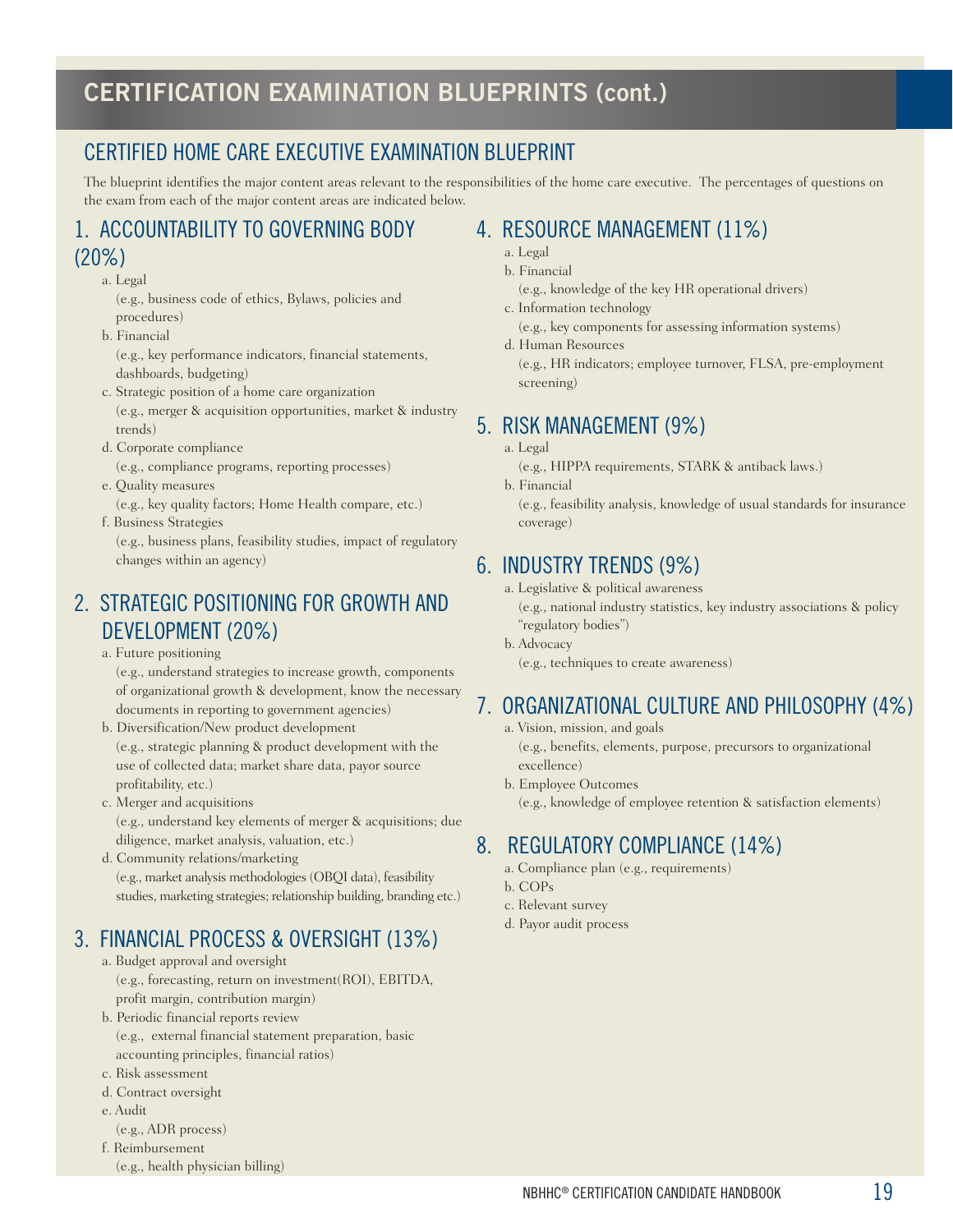# CERTIFICATION EXAMINATION BLUEPRINTS (cont.)

## CERTIFIED HOME CARE EXECUTIVE EXAMINATION BLUEPRINT

The blueprint identifies the major content areas relevant to the responsibilities of the home care executive. The percentages of questions on the exam from each of the major content areas are indicated below.

### 1. ACCOUNTABILITY TO GOVERNING BODY (20%)

a. Legal
   (e.g., business code of ethics, Bylaws, policies and procedures)

b. Financial
   (e.g., key performance indicators, financial statements, dashboards, budgeting)

c. Strategic position of a home care organization
   (e.g., merger & acquisition opportunities, market & industry trends)

d. Corporate compliance
   (e.g., compliance programs, reporting processes)

e. Quality measures
   (e.g., key quality factors; Home Health compare, etc.)

f. Business Strategies
   (e.g., business plans, feasibility studies, impact of regulatory changes within an agency)

### 2. STRATEGIC POSITIONING FOR GROWTH AND DEVELOPMENT (20%)

a. Future positioning
   (e.g., understand strategies to increase growth, components of organizational growth & development, know the necessary documents in reporting to government agencies)

b. Diversification/New product development
   (e.g., strategic planning & product development with the use of collected data; market share data, payor source profitability, etc.)

c. Merger and acquisitions
   (e.g., understand key elements of merger & acquisitions; due diligence, market analysis, valuation, etc.)

d. Community relations/marketing
   (e.g., market analysis methodologies (OBQI data), feasibility studies, marketing strategies; relationship building, branding etc.)

### 3. FINANCIAL PROCESS & OVERSIGHT (13%)

a. Budget approval and oversight
   (e.g., forecasting, return on investment(ROI), EBITDA, profit margin, contribution margin)

b. Periodic financial reports review
   (e.g., external financial statement preparation, basic accounting principles, financial ratios)

c. Risk assessment

d. Contract oversight

e. Audit
   (e.g., ADR process)

f. Reimbursement
   (e.g., health physician billing)

### 4. RESOURCE MANAGEMENT (11%)

a. Legal

b. Financial
   (e.g., knowledge of the key HR operational drivers)

c. Information technology
   (e.g., key components for assessing information systems)

d. Human Resources
   (e.g., HR indicators; employee turnover, FLSA, pre-employment screening)

### 5. RISK MANAGEMENT (9%)

a. Legal
   (e.g., HIPPA requirements, STARK & antiback laws.)

b. Financial
   (e.g., feasibility analysis, knowledge of usual standards for insurance coverage)

### 6. INDUSTRY TRENDS (9%)

a. Legislative & political awareness
   (e.g., national industry statistics, key industry associations & policy "regulatory bodies")

b. Advocacy
   (e.g., techniques to create awareness)

### 7. ORGANIZATIONAL CULTURE AND PHILOSOPHY (4%)

a. Vision, mission, and goals
   (e.g., benefits, elements, purpose, precursors to organizational excellence)

b. Employee Outcomes
   (e.g., knowledge of employee retention & satisfaction elements)

### 8. REGULATORY COMPLIANCE (14%)

a. Compliance plan (e.g., requirements)

b. COPs

c. Relevant survey

d. Payor audit process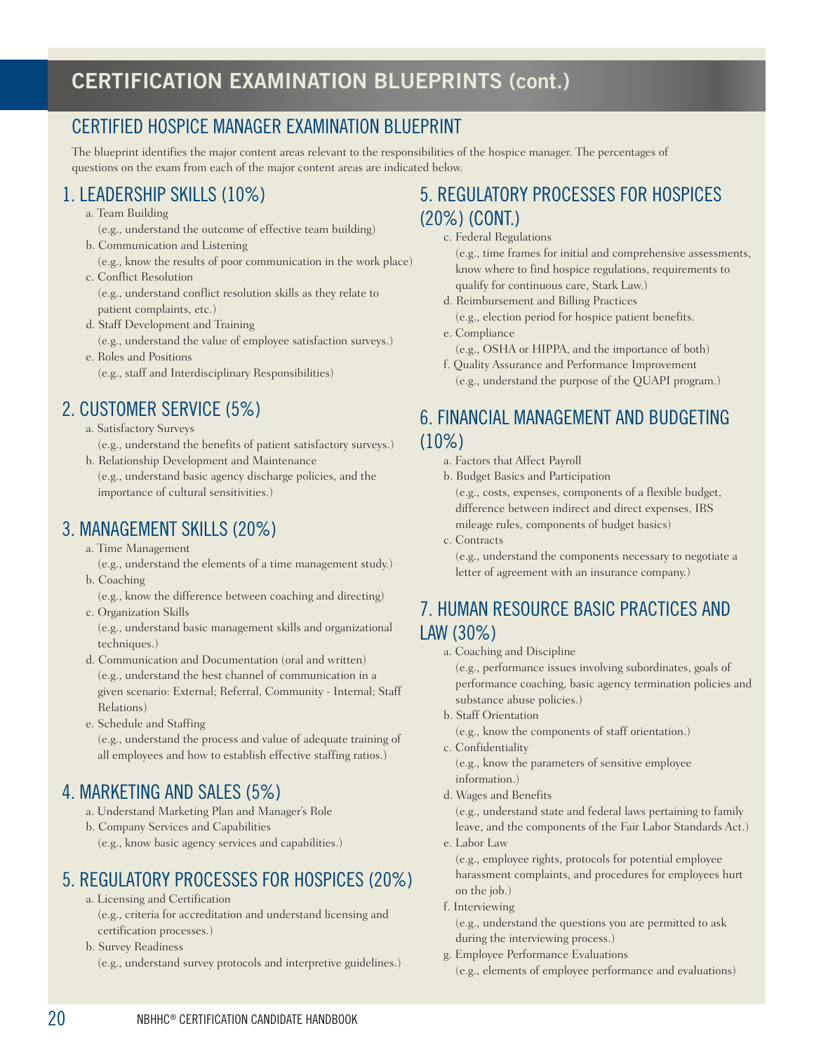# CERTIFICATION EXAMINATION BLUEPRINTS (cont.)

## CERTIFIED HOSPICE MANAGER EXAMINATION BLUEPRINT

The blueprint identifies the major content areas relevant to the responsibilities of the hospice manager. The percentages of questions on the exam from each of the major content areas are indicated below.

### 1. LEADERSHIP SKILLS (10%)

a. Team Building
   (e.g., understand the outcome of effective team building)

b. Communication and Listening
   (e.g., know the results of poor communication in the work place)

c. Conflict Resolution
   (e.g., understand conflict resolution skills as they relate to patient complaints, etc.)

d. Staff Development and Training
   (e.g., understand the value of employee satisfaction surveys.)

e. Roles and Positions
   (e.g., staff and Interdisciplinary Responsibilities)

### 2. CUSTOMER SERVICE (5%)

a. Satisfactory Surveys
   (e.g., understand the benefits of patient satisfactory surveys.)

b. Relationship Development and Maintenance
   (e.g., understand basic agency discharge policies, and the importance of cultural sensitivities.)

### 3. MANAGEMENT SKILLS (20%)

a. Time Management
   (e.g., understand the elements of a time management study.)

b. Coaching
   (e.g., know the difference between coaching and directing)

c. Organization Skills
   (e.g., understand basic management skills and organizational techniques.)

d. Communication and Documentation (oral and written)
   (e.g., understand the best channel of communication in a given scenario: External; Referral, Community - Internal; Staff Relations)

e. Schedule and Staffing
   (e.g., understand the process and value of adequate training of all employees and how to establish effective staffing ratios.)

### 4. MARKETING AND SALES (5%)

a. Understand Marketing Plan and Manager's Role

b. Company Services and Capabilities
   (e.g., know basic agency services and capabilities.)

### 5. REGULATORY PROCESSES FOR HOSPICES (20%)

a. Licensing and Certification
   (e.g., criteria for accreditation and understand licensing and certification processes.)

b. Survey Readiness
   (e.g., understand survey protocols and interpretive guidelines.)

### 5. REGULATORY PROCESSES FOR HOSPICES (20%) (CONT.)

c. Federal Regulations
   (e.g., time frames for initial and comprehensive assessments, know where to find hospice regulations, requirements to qualify for continuous care, Stark Law.)

d. Reimbursement and Billing Practices
   (e.g., election period for hospice patient benefits.

e. Compliance
   (e.g., OSHA or HIPPA, and the importance of both)

f. Quality Assurance and Performance Improvement
   (e.g., understand the purpose of the QUAPI program.)

### 6. FINANCIAL MANAGEMENT AND BUDGETING (10%)

a. Factors that Affect Payroll

b. Budget Basics and Participation
   (e.g., costs, expenses, components of a flexible budget, difference between indirect and direct expenses, IRS mileage rules, components of budget basics)

c. Contracts
   (e.g., understand the components necessary to negotiate a letter of agreement with an insurance company.)

### 7. HUMAN RESOURCE BASIC PRACTICES AND LAW (30%)

a. Coaching and Discipline
   (e.g., performance issues involving subordinates, goals of performance coaching, basic agency termination policies and substance abuse policies.)

b. Staff Orientation
   (e.g., know the components of staff orientation.)

c. Confidentiality
   (e.g., know the parameters of sensitive employee information.)

d. Wages and Benefits
   (e.g., understand state and federal laws pertaining to family leave, and the components of the Fair Labor Standards Act.)

e. Labor Law
   (e.g., employee rights, protocols for potential employee harassment complaints, and procedures for employees hurt on the job.)

f. Interviewing
   (e.g., understand the questions you are permitted to ask during the interviewing process.)

g. Employee Performance Evaluations
   (e.g., elements of employee performance and evaluations)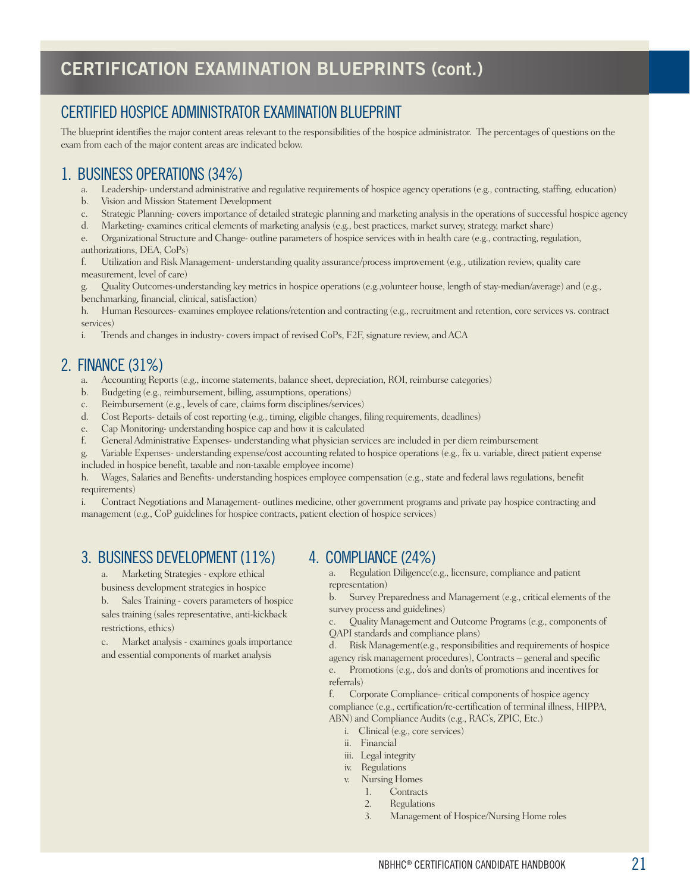# CERTIFICATION EXAMINATION BLUEPRINTS (cont.)

## CERTIFIED HOSPICE ADMINISTRATOR EXAMINATION BLUEPRINT

The blueprint identifies the major content areas relevant to the responsibilities of the hospice administrator. The percentages of questions on the exam from each of the major content areas are indicated below.

### 1. BUSINESS OPERATIONS (34%)

a. Leadership- understand administrative and regulative requirements of hospice agency operations (e.g., contracting, staffing, education)
b. Vision and Mission Statement Development
c. Strategic Planning- covers importance of detailed strategic planning and marketing analysis in the operations of successful hospice agency
d. Marketing- examines critical elements of marketing analysis (e.g., best practices, market survey, strategy, market share)
e. Organizational Structure and Change- outline parameters of hospice services with in health care (e.g., contracting, regulation, authorizations, DEA, CoPs)
f. Utilization and Risk Management- understanding quality assurance/process improvement (e.g., utilization review, quality care measurement, level of care)
g. Quality Outcomes-understanding key metrics in hospice operations (e.g.,volunteer house, length of stay-median/average) and (e.g., benchmarking, financial, clinical, satisfaction)
h. Human Resources- examines employee relations/retention and contracting (e.g., recruitment and retention, core services vs. contract services)
i. Trends and changes in industry- covers impact of revised CoPs, F2F, signature review, and ACA

### 2. FINANCE (31%)

a. Accounting Reports (e.g., income statements, balance sheet, depreciation, ROI, reimburse categories)
b. Budgeting (e.g., reimbursement, billing, assumptions, operations)
c. Reimbursement (e.g., levels of care, claims form disciplines/services)
d. Cost Reports- details of cost reporting (e.g., timing, eligible changes, filing requirements, deadlines)
e. Cap Monitoring- understanding hospice cap and how it is calculated
f. General Administrative Expenses- understanding what physician services are included in per diem reimbursement
g. Variable Expenses- understanding expense/cost accounting related to hospice operations (e.g., fix u. variable, direct patient expense included in hospice benefit, taxable and non-taxable employee income)
h. Wages, Salaries and Benefits- understanding hospices employee compensation (e.g., state and federal laws regulations, benefit requirements)
i. Contract Negotiations and Management- outlines medicine, other government programs and private pay hospice contracting and management (e.g., CoP guidelines for hospice contracts, patient election of hospice services)

### 3. BUSINESS DEVELOPMENT (11%)

a. Marketing Strategies - explore ethical business development strategies in hospice
b. Sales Training - covers parameters of hospice sales training (sales representative, anti-kickback restrictions, ethics)
c. Market analysis - examines goals importance and essential components of market analysis

### 4. COMPLIANCE (24%)

a. Regulation Diligence(e.g., licensure, compliance and patient representation)
b. Survey Preparedness and Management (e.g., critical elements of the survey process and guidelines)
c. Quality Management and Outcome Programs (e.g., components of QAPI standards and compliance plans)
d. Risk Management(e.g., responsibilities and requirements of hospice agency risk management procedures), Contracts – general and specific
e. Promotions (e.g., do's and don'ts of promotions and incentives for referrals)
f. Corporate Compliance- critical components of hospice agency compliance (e.g., certification/re-certification of terminal illness, HIPPA, ABN) and Compliance Audits (e.g., RAC's, ZPIC, Etc.)
   - i. Clinical (e.g., core services)
   - ii. Financial
   - iii. Legal integrity
   - iv. Regulations
   - v. Nursing Homes
     1. Contracts
     2. Regulations
     3. Management of Hospice/Nursing Home roles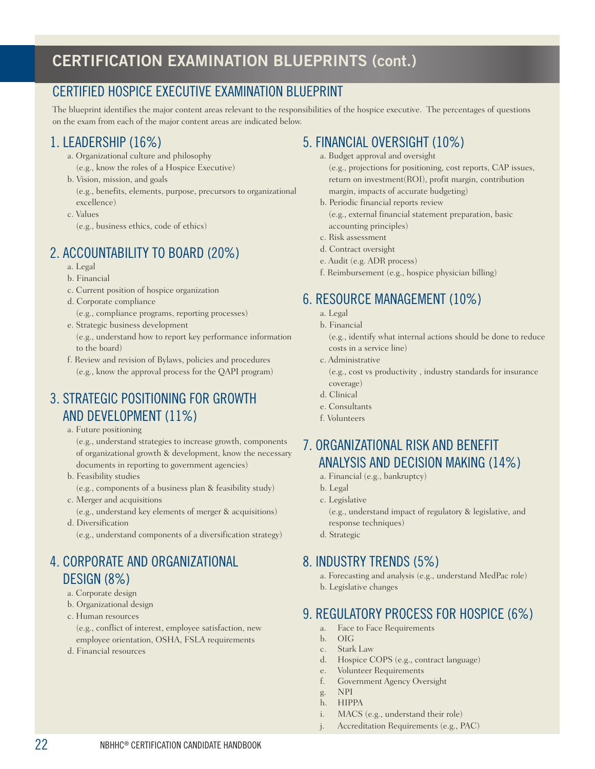# CERTIFICATION EXAMINATION BLUEPRINTS (cont.)

## CERTIFIED HOSPICE EXECUTIVE EXAMINATION BLUEPRINT

The blueprint identifies the major content areas relevant to the responsibilities of the hospice executive. The percentages of questions on the exam from each of the major content areas are indicated below.

### 1. LEADERSHIP (16%)

a. Organizational culture and philosophy
(e.g., know the roles of a Hospice Executive)

b. Vision, mission, and goals
(e.g., benefits, elements, purpose, precursors to organizational excellence)

c. Values
(e.g., business ethics, code of ethics)

### 2. ACCOUNTABILITY TO BOARD (20%)

a. Legal

b. Financial

c. Current position of hospice organization

d. Corporate compliance
(e.g., compliance programs, reporting processes)

e. Strategic business development
(e.g., understand how to report key performance information to the board)

f. Review and revision of Bylaws, policies and procedures
(e.g., know the approval process for the QAPI program)

### 3. STRATEGIC POSITIONING FOR GROWTH AND DEVELOPMENT (11%)

a. Future positioning
(e.g., understand strategies to increase growth, components of organizational growth & development, know the necessary documents in reporting to government agencies)

b. Feasibility studies
(e.g., components of a business plan & feasibility study)

c. Merger and acquisitions
(e.g., understand key elements of merger & acquisitions)

d. Diversification
(e.g., understand components of a diversification strategy)

### 4. CORPORATE AND ORGANIZATIONAL DESIGN (8%)

a. Corporate design

b. Organizational design

c. Human resources
(e.g., conflict of interest, employee satisfaction, new employee orientation, OSHA, FSLA requirements

d. Financial resources

### 5. FINANCIAL OVERSIGHT (10%)

a. Budget approval and oversight
(e.g., projections for positioning, cost reports, CAP issues, return on investment(ROI), profit margin, contribution margin, impacts of accurate budgeting)

b. Periodic financial reports review
(e.g., external financial statement preparation, basic accounting principles)

c. Risk assessment

d. Contract oversight

e. Audit (e.g. ADR process)

f. Reimbursement (e.g., hospice physician billing)

### 6. RESOURCE MANAGEMENT (10%)

a. Legal

b. Financial
(e.g., identify what internal actions should be done to reduce costs in a service line)

c. Administrative
(e.g., cost vs productivity , industry standards for insurance coverage)

d. Clinical

e. Consultants

f. Volunteers

### 7. ORGANIZATIONAL RISK AND BENEFIT ANALYSIS AND DECISION MAKING (14%)

a. Financial (e.g., bankruptcy)

b. Legal

c. Legislative
(e.g., understand impact of regulatory & legislative, and response techniques)

d. Strategic

### 8. INDUSTRY TRENDS (5%)

a. Forecasting and analysis (e.g., understand MedPac role)

b. Legislative changes

### 9. REGULATORY PROCESS FOR HOSPICE (6%)

a. Face to Face Requirements

b. OIG

c. Stark Law

d. Hospice COPS (e.g., contract language)

e. Volunteer Requirements

f. Government Agency Oversight

g. NPI

h. HIPPA

i. MACS (e.g., understand their role)

j. Accreditation Requirements (e.g., PAC)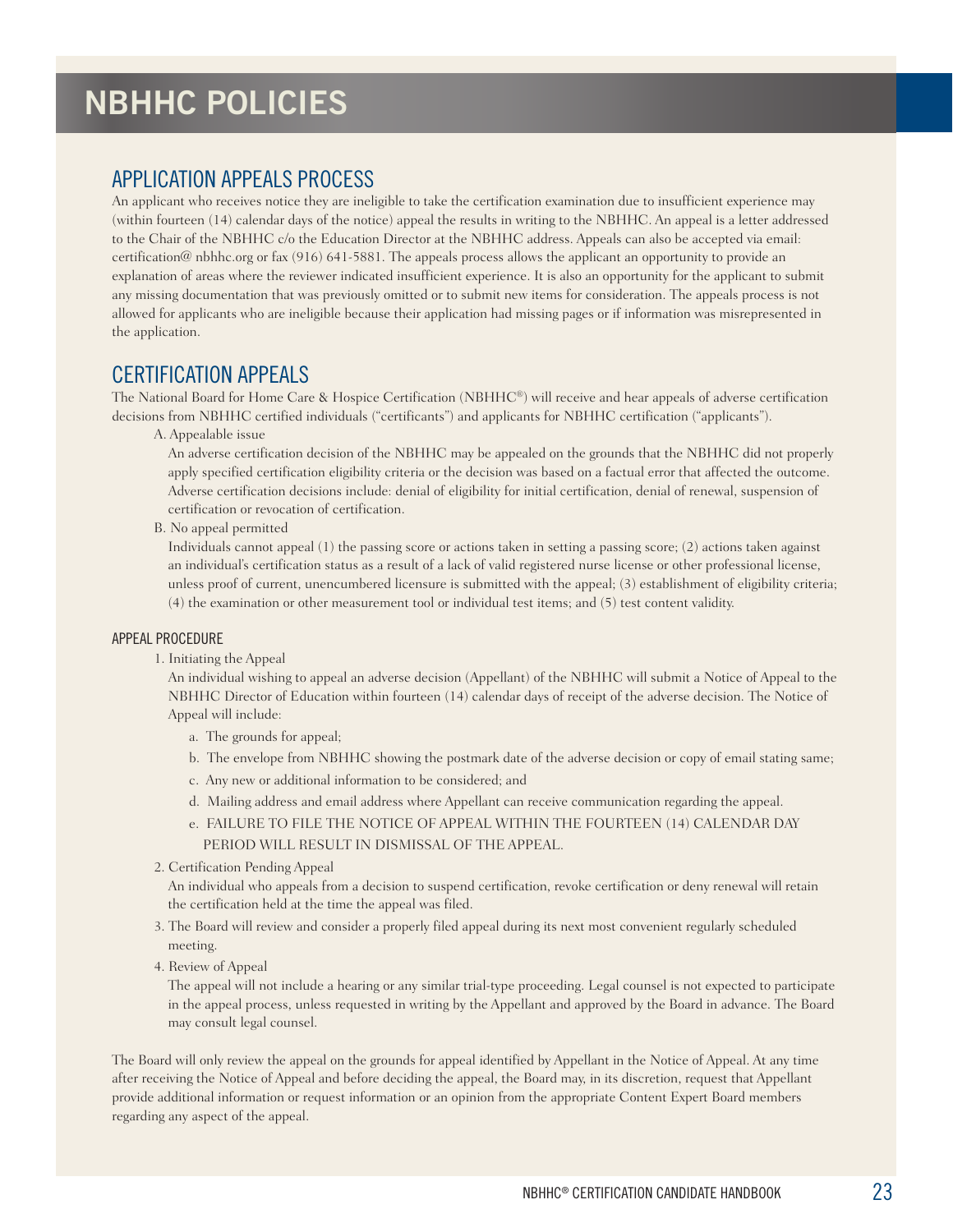# NBHHC POLICIES

## APPLICATION APPEALS PROCESS

An applicant who receives notice they are ineligible to take the certification examination due to insufficient experience may (within fourteen (14) calendar days of the notice) appeal the results in writing to the NBHHC. An appeal is a letter addressed to the Chair of the NBHHC c/o the Education Director at the NBHHC address. Appeals can also be accepted via email: certification@ nbhhc.org or fax (916) 641-5881. The appeals process allows the applicant an opportunity to provide an explanation of areas where the reviewer indicated insufficient experience. It is also an opportunity for the applicant to submit any missing documentation that was previously omitted or to submit new items for consideration. The appeals process is not allowed for applicants who are ineligible because their application had missing pages or if information was misrepresented in the application.

## CERTIFICATION APPEALS

The National Board for Home Care & Hospice Certification (NBHHC®) will receive and hear appeals of adverse certification decisions from NBHHC certified individuals ("certificants") and applicants for NBHHC certification ("applicants").

A. Appealable issue

An adverse certification decision of the NBHHC may be appealed on the grounds that the NBHHC did not properly apply specified certification eligibility criteria or the decision was based on a factual error that affected the outcome. Adverse certification decisions include: denial of eligibility for initial certification, denial of renewal, suspension of certification or revocation of certification.

B. No appeal permitted

Individuals cannot appeal (1) the passing score or actions taken in setting a passing score; (2) actions taken against an individual's certification status as a result of a lack of valid registered nurse license or other professional license, unless proof of current, unencumbered licensure is submitted with the appeal; (3) establishment of eligibility criteria; (4) the examination or other measurement tool or individual test items; and (5) test content validity.

### APPEAL PROCEDURE

1. Initiating the Appeal

   An individual wishing to appeal an adverse decision (Appellant) of the NBHHC will submit a Notice of Appeal to the NBHHC Director of Education within fourteen (14) calendar days of receipt of the adverse decision. The Notice of Appeal will include:

   a. The grounds for appeal;

   b. The envelope from NBHHC showing the postmark date of the adverse decision or copy of email stating same;

   c. Any new or additional information to be considered; and

   d. Mailing address and email address where Appellant can receive communication regarding the appeal.

   e. FAILURE TO FILE THE NOTICE OF APPEAL WITHIN THE FOURTEEN (14) CALENDAR DAY PERIOD WILL RESULT IN DISMISSAL OF THE APPEAL.

2. Certification Pending Appeal

   An individual who appeals from a decision to suspend certification, revoke certification or deny renewal will retain the certification held at the time the appeal was filed.

3. The Board will review and consider a properly filed appeal during its next most convenient regularly scheduled meeting.

4. Review of Appeal

   The appeal will not include a hearing or any similar trial-type proceeding. Legal counsel is not expected to participate in the appeal process, unless requested in writing by the Appellant and approved by the Board in advance. The Board may consult legal counsel.

The Board will only review the appeal on the grounds for appeal identified by Appellant in the Notice of Appeal. At any time after receiving the Notice of Appeal and before deciding the appeal, the Board may, in its discretion, request that Appellant provide additional information or request information or an opinion from the appropriate Content Expert Board members regarding any aspect of the appeal.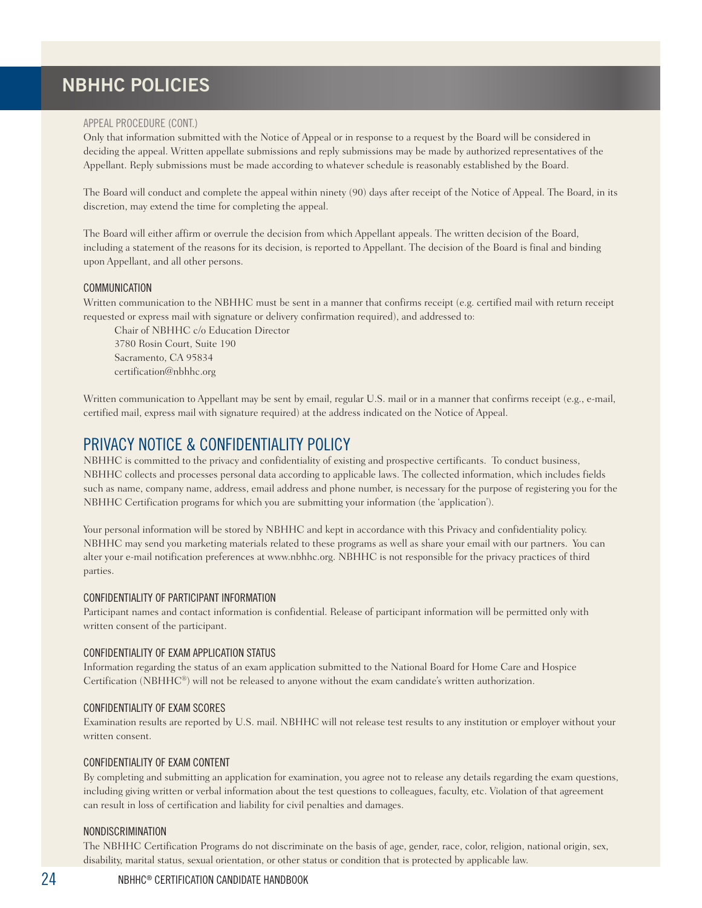# NBHHC POLICIES

### APPEAL PROCEDURE (CONT.)

Only that information submitted with the Notice of Appeal or in response to a request by the Board will be considered in deciding the appeal. Written appellate submissions and reply submissions may be made by authorized representatives of the Appellant. Reply submissions must be made according to whatever schedule is reasonably established by the Board.

The Board will conduct and complete the appeal within ninety (90) days after receipt of the Notice of Appeal. The Board, in its discretion, may extend the time for completing the appeal.

The Board will either affirm or overrule the decision from which Appellant appeals. The written decision of the Board, including a statement of the reasons for its decision, is reported to Appellant. The decision of the Board is final and binding upon Appellant, and all other persons.

### COMMUNICATION

Written communication to the NBHHC must be sent in a manner that confirms receipt (e.g. certified mail with return receipt requested or express mail with signature or delivery confirmation required), and addressed to:

Chair of NBHHC c/o Education Director
3780 Rosin Court, Suite 190
Sacramento, CA 95834
certification@nbhhc.org

Written communication to Appellant may be sent by email, regular U.S. mail or in a manner that confirms receipt (e.g., e-mail, certified mail, express mail with signature required) at the address indicated on the Notice of Appeal.

## PRIVACY NOTICE & CONFIDENTIALITY POLICY

NBHHC is committed to the privacy and confidentiality of existing and prospective certificants. To conduct business, NBHHC collects and processes personal data according to applicable laws. The collected information, which includes fields such as name, company name, address, email address and phone number, is necessary for the purpose of registering you for the NBHHC Certification programs for which you are submitting your information (the 'application').

Your personal information will be stored by NBHHC and kept in accordance with this Privacy and confidentiality policy. NBHHC may send you marketing materials related to these programs as well as share your email with our partners. You can alter your e-mail notification preferences at www.nbhhc.org. NBHHC is not responsible for the privacy practices of third parties.

### CONFIDENTIALITY OF PARTICIPANT INFORMATION

Participant names and contact information is confidential. Release of participant information will be permitted only with written consent of the participant.

### CONFIDENTIALITY OF EXAM APPLICATION STATUS

Information regarding the status of an exam application submitted to the National Board for Home Care and Hospice Certification (NBHHC®) will not be released to anyone without the exam candidate's written authorization.

### CONFIDENTIALITY OF EXAM SCORES

Examination results are reported by U.S. mail. NBHHC will not release test results to any institution or employer without your written consent.

### CONFIDENTIALITY OF EXAM CONTENT

By completing and submitting an application for examination, you agree not to release any details regarding the exam questions, including giving written or verbal information about the test questions to colleagues, faculty, etc. Violation of that agreement can result in loss of certification and liability for civil penalties and damages.

### NONDISCRIMINATION

The NBHHC Certification Programs do not discriminate on the basis of age, gender, race, color, religion, national origin, sex, disability, marital status, sexual orientation, or other status or condition that is protected by applicable law.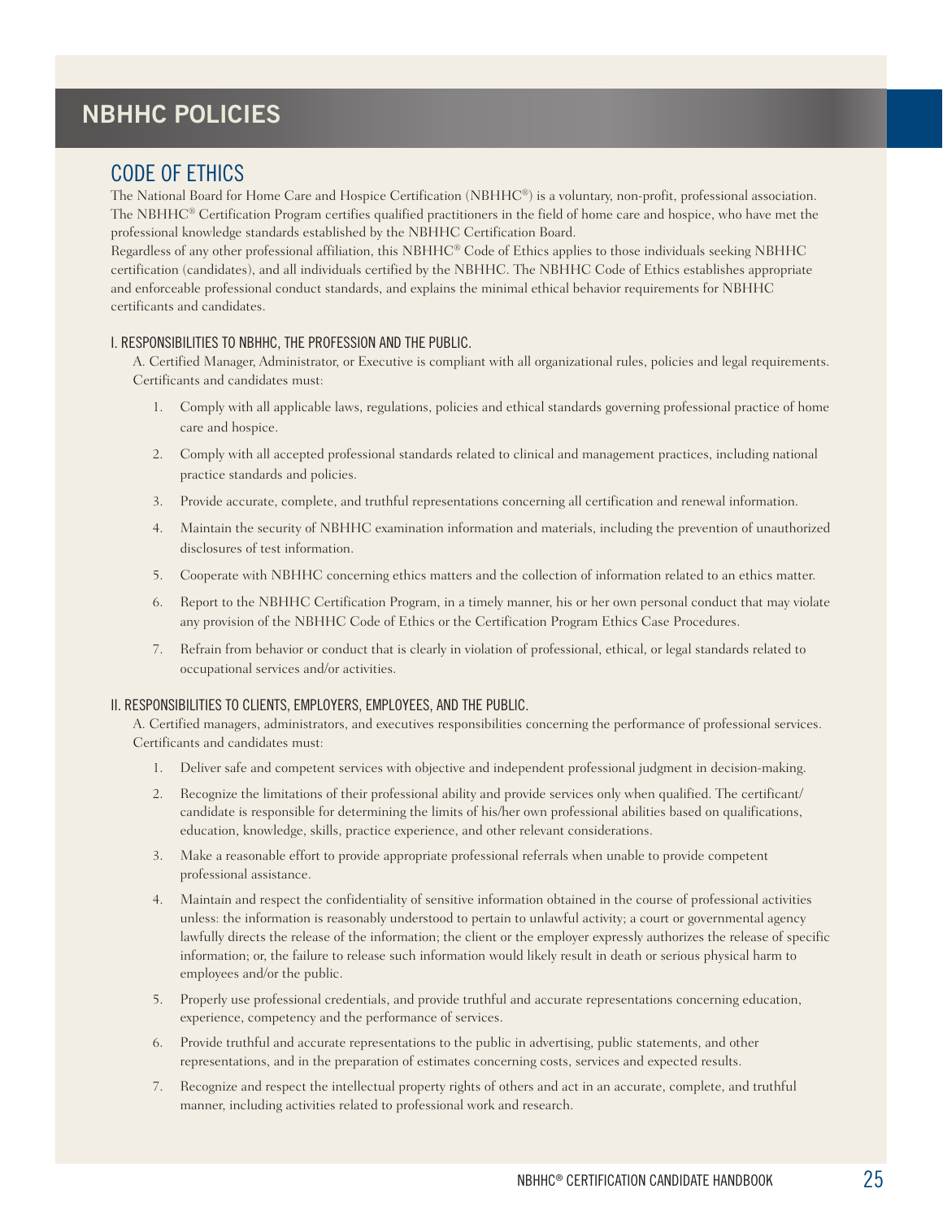# NBHHC POLICIES

## CODE OF ETHICS

The National Board for Home Care and Hospice Certification (NBHHC®) is a voluntary, non-profit, professional association. The NBHHC® Certification Program certifies qualified practitioners in the field of home care and hospice, who have met the professional knowledge standards established by the NBHHC Certification Board.

Regardless of any other professional affiliation, this NBHHC® Code of Ethics applies to those individuals seeking NBHHC certification (candidates), and all individuals certified by the NBHHC. The NBHHC Code of Ethics establishes appropriate and enforceable professional conduct standards, and explains the minimal ethical behavior requirements for NBHHC certificants and candidates.

### I. RESPONSIBILITIES TO NBHHC, THE PROFESSION AND THE PUBLIC.

A. Certified Manager, Administrator, or Executive is compliant with all organizational rules, policies and legal requirements. Certificants and candidates must:

1. Comply with all applicable laws, regulations, policies and ethical standards governing professional practice of home care and hospice.
2. Comply with all accepted professional standards related to clinical and management practices, including national practice standards and policies.
3. Provide accurate, complete, and truthful representations concerning all certification and renewal information.
4. Maintain the security of NBHHC examination information and materials, including the prevention of unauthorized disclosures of test information.
5. Cooperate with NBHHC concerning ethics matters and the collection of information related to an ethics matter.
6. Report to the NBHHC Certification Program, in a timely manner, his or her own personal conduct that may violate any provision of the NBHHC Code of Ethics or the Certification Program Ethics Case Procedures.
7. Refrain from behavior or conduct that is clearly in violation of professional, ethical, or legal standards related to occupational services and/or activities.

### II. RESPONSIBILITIES TO CLIENTS, EMPLOYERS, EMPLOYEES, AND THE PUBLIC.

A. Certified managers, administrators, and executives responsibilities concerning the performance of professional services. Certificants and candidates must:

1. Deliver safe and competent services with objective and independent professional judgment in decision-making.
2. Recognize the limitations of their professional ability and provide services only when qualified. The certificant/candidate is responsible for determining the limits of his/her own professional abilities based on qualifications, education, knowledge, skills, practice experience, and other relevant considerations.
3. Make a reasonable effort to provide appropriate professional referrals when unable to provide competent professional assistance.
4. Maintain and respect the confidentiality of sensitive information obtained in the course of professional activities unless: the information is reasonably understood to pertain to unlawful activity; a court or governmental agency lawfully directs the release of the information; the client or the employer expressly authorizes the release of specific information; or, the failure to release such information would likely result in death or serious physical harm to employees and/or the public.
5. Properly use professional credentials, and provide truthful and accurate representations concerning education, experience, competency and the performance of services.
6. Provide truthful and accurate representations to the public in advertising, public statements, and other representations, and in the preparation of estimates concerning costs, services and expected results.
7. Recognize and respect the intellectual property rights of others and act in an accurate, complete, and truthful manner, including activities related to professional work and research.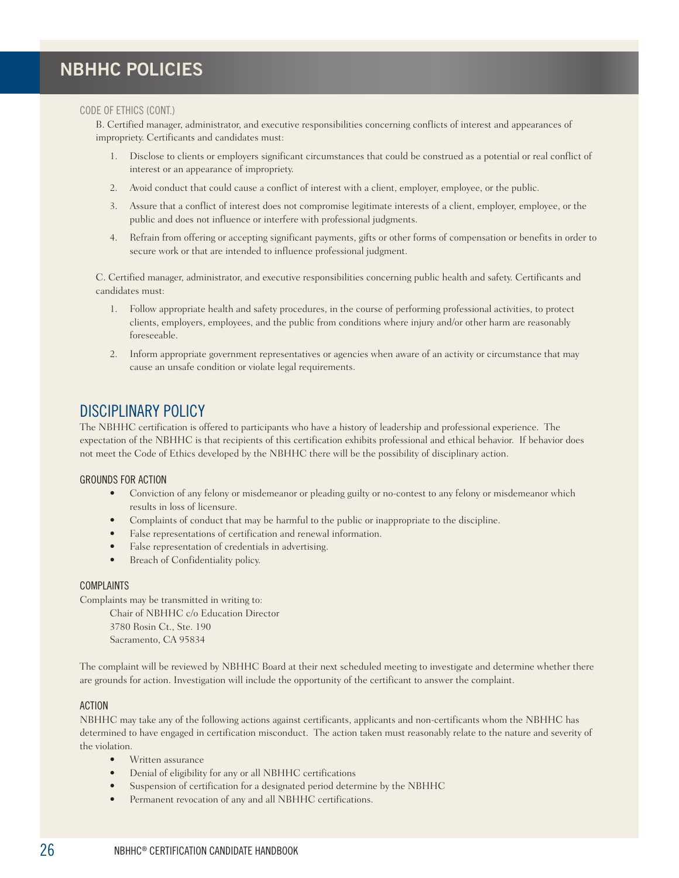# NBHHC POLICIES

### CODE OF ETHICS (CONT.)

B. Certified manager, administrator, and executive responsibilities concerning conflicts of interest and appearances of impropriety. Certificants and candidates must:

1. Disclose to clients or employers significant circumstances that could be construed as a potential or real conflict of interest or an appearance of impropriety.
2. Avoid conduct that could cause a conflict of interest with a client, employer, employee, or the public.
3. Assure that a conflict of interest does not compromise legitimate interests of a client, employer, employee, or the public and does not influence or interfere with professional judgments.
4. Refrain from offering or accepting significant payments, gifts or other forms of compensation or benefits in order to secure work or that are intended to influence professional judgment.

C. Certified manager, administrator, and executive responsibilities concerning public health and safety. Certificants and candidates must:

1. Follow appropriate health and safety procedures, in the course of performing professional activities, to protect clients, employers, employees, and the public from conditions where injury and/or other harm are reasonably foreseeable.
2. Inform appropriate government representatives or agencies when aware of an activity or circumstance that may cause an unsafe condition or violate legal requirements.

## DISCIPLINARY POLICY

The NBHHC certification is offered to participants who have a history of leadership and professional experience. The expectation of the NBHHC is that recipients of this certification exhibits professional and ethical behavior. If behavior does not meet the Code of Ethics developed by the NBHHC there will be the possibility of disciplinary action.

### GROUNDS FOR ACTION

- Conviction of any felony or misdemeanor or pleading guilty or no-contest to any felony or misdemeanor which results in loss of licensure.
- Complaints of conduct that may be harmful to the public or inappropriate to the discipline.
- False representations of certification and renewal information.
- False representation of credentials in advertising.
- Breach of Confidentiality policy.

### COMPLAINTS

Complaints may be transmitted in writing to:

Chair of NBHHC c/o Education Director
3780 Rosin Ct., Ste. 190
Sacramento, CA 95834

The complaint will be reviewed by NBHHC Board at their next scheduled meeting to investigate and determine whether there are grounds for action. Investigation will include the opportunity of the certificant to answer the complaint.

### ACTION

NBHHC may take any of the following actions against certificants, applicants and non-certificants whom the NBHHC has determined to have engaged in certification misconduct. The action taken must reasonably relate to the nature and severity of the violation.

- Written assurance
- Denial of eligibility for any or all NBHHC certifications
- Suspension of certification for a designated period determine by the NBHHC
- Permanent revocation of any and all NBHHC certifications.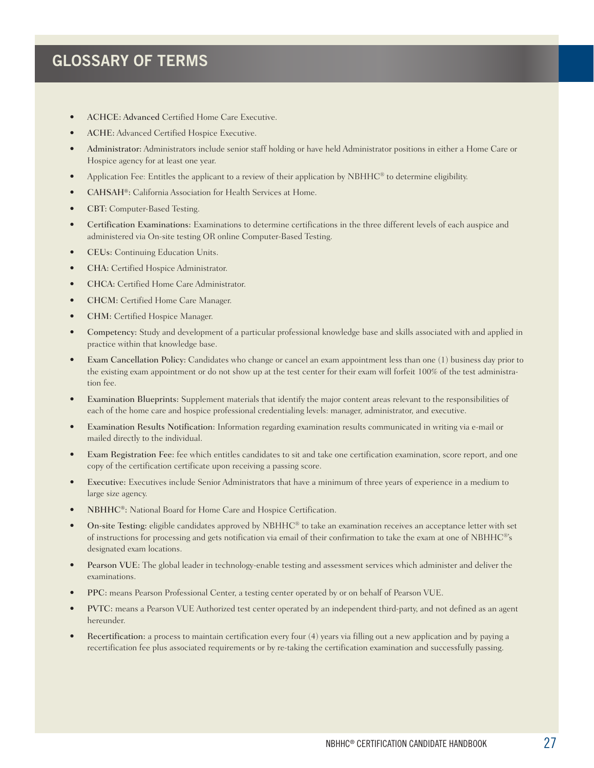# GLOSSARY OF TERMS

- **ACHCE: Advanced** Certified Home Care Executive.
- **ACHE:** Advanced Certified Hospice Executive.
- **Administrator:** Administrators include senior staff holding or have held Administrator positions in either a Home Care or Hospice agency for at least one year.
- Application Fee: Entitles the applicant to a review of their application by NBHHC® to determine eligibility.
- **CAHSAH®:** California Association for Health Services at Home.
- **CBT:** Computer-Based Testing.
- **Certification Examinations:** Examinations to determine certifications in the three different levels of each auspice and administered via On-site testing OR online Computer-Based Testing.
- **CEUs:** Continuing Education Units.
- **CHA:** Certified Hospice Administrator.
- **CHCA:** Certified Home Care Administrator.
- **CHCM:** Certified Home Care Manager.
- **CHM:** Certified Hospice Manager.
- **Competency:** Study and development of a particular professional knowledge base and skills associated with and applied in practice within that knowledge base.
- **Exam Cancellation Policy:** Candidates who change or cancel an exam appointment less than one (1) business day prior to the existing exam appointment or do not show up at the test center for their exam will forfeit 100% of the test administration fee.
- **Examination Blueprints:** Supplement materials that identify the major content areas relevant to the responsibilities of each of the home care and hospice professional credentialing levels: manager, administrator, and executive.
- **Examination Results Notification:** Information regarding examination results communicated in writing via e-mail or mailed directly to the individual.
- **Exam Registration Fee:** fee which entitles candidates to sit and take one certification examination, score report, and one copy of the certification certificate upon receiving a passing score.
- **Executive:** Executives include Senior Administrators that have a minimum of three years of experience in a medium to large size agency.
- **NBHHC®:** National Board for Home Care and Hospice Certification.
- **On-site Testing:** eligible candidates approved by NBHHC® to take an examination receives an acceptance letter with set of instructions for processing and gets notification via email of their confirmation to take the exam at one of NBHHC®'s designated exam locations.
- **Pearson VUE:** The global leader in technology-enable testing and assessment services which administer and deliver the examinations.
- **PPC:** means Pearson Professional Center, a testing center operated by or on behalf of Pearson VUE.
- **PVTC:** means a Pearson VUE Authorized test center operated by an independent third-party, and not defined as an agent hereunder.
- **Recertification:** a process to maintain certification every four (4) years via filling out a new application and by paying a recertification fee plus associated requirements or by re-taking the certification examination and successfully passing.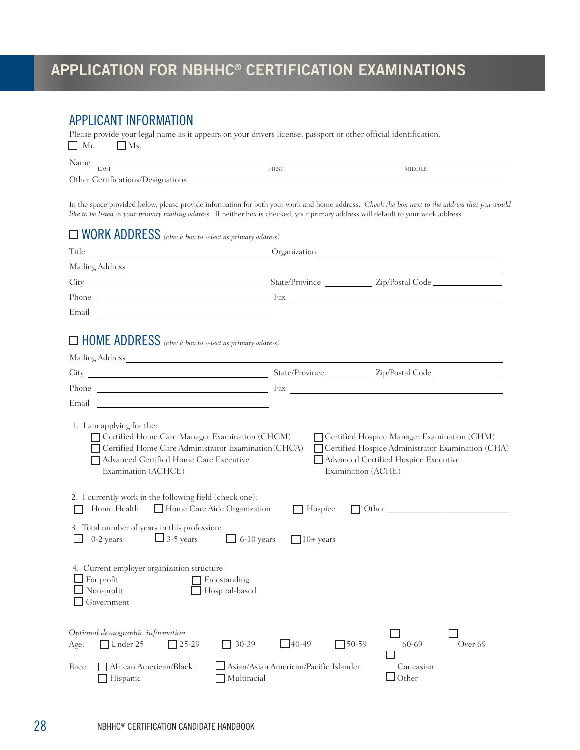# APPLICATION FOR NBHHC® CERTIFICATION EXAMINATIONS

## APPLICANT INFORMATION

Please provide your legal name as it appears on your drivers license, passport or other official identification.

☐ Mr. ☐ Ms.

Name ______________________________________________________________________
LAST FIRST MIDDLE

Other Certifications/Designations ______________________________________________

In the space provided below, please provide information for both your work and home address. *Check the box next to the address that you would like to be listed as your primary mailing address.* If neither box is checked, your primary address will default to your work address.

## ☐ WORK ADDRESS *(check box to select as primary address)*

Title ______________________ Organization ______________________

Mailing Address ______________________________________________

City ______________________ State/Province __________ Zip/Postal Code __________

Phone ______________________ Fax ______________________

Email ______________________

## ☐ HOME ADDRESS *(check box to select as primary address)*

Mailing Address ______________________________________________

City ______________________ State/Province __________ Zip/Postal Code __________

Phone ______________________ Fax ______________________

Email ______________________

1. I am applying for the:
   - ☐ Certified Home Care Manager Examination (CHCM)
   - ☐ Certified Home Care Administrator Examination (CHCA)
   - ☐ Advanced Certified Home Care Executive Examination (ACHCE)
   - ☐ Certified Hospice Manager Examination (CHM)
   - ☐ Certified Hospice Administrator Examination (CHA)
   - ☐ Advanced Certified Hospice Executive Examination (ACHE)

2. I currently work in the following field (check one):
   ☐ Home Health ☐ Home Care Aide Organization ☐ Hospice ☐ Other ______________________

3. Total number of years in this profession:
   ☐ 0-2 years ☐ 3-5 years ☐ 6-10 years ☐ 10+ years

4. Current employer organization structure:
   - ☐ For profit
   - ☐ Non-profit
   - ☐ Government
   - ☐ Freestanding
   - ☐ Hospital-based

*Optional demographic information*

Age: ☐ Under 25 ☐ 25-29 ☐ 30-39 ☐ 40-49 ☐ 50-59 ☐ 60-69 ☐ Over 69

Race: ☐ African American/Black ☐ Asian/Asian American/Pacific Islander ☐ Caucasian ☐ Hispanic ☐ Multiracial ☐ Other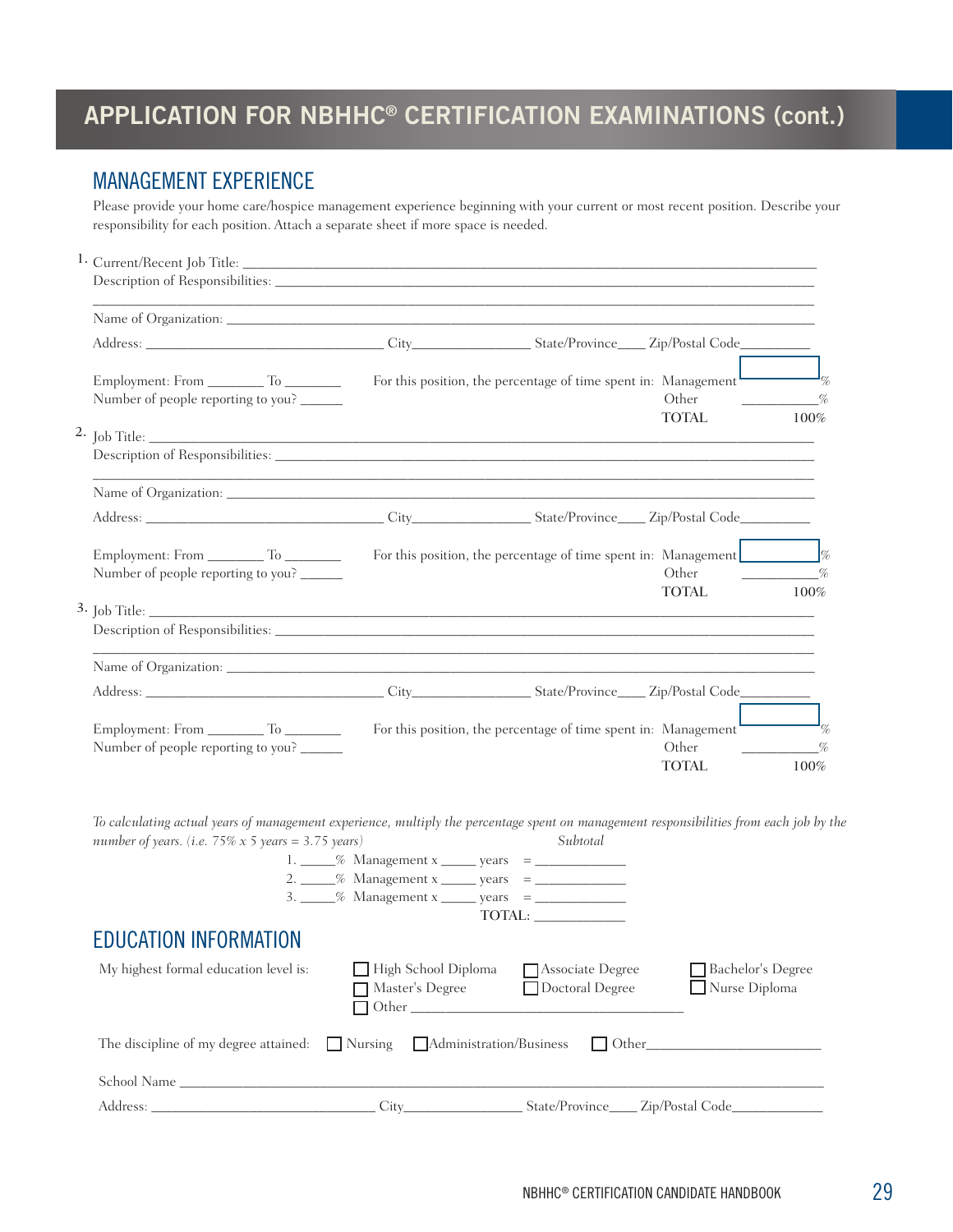# APPLICATION FOR NBHHC® CERTIFICATION EXAMINATIONS (cont.)

## MANAGEMENT EXPERIENCE

Please provide your home care/hospice management experience beginning with your current or most recent position. Describe your responsibility for each position. Attach a separate sheet if more space is needed.

1. Current/Recent Job Title: ____________________________________________
   Description of Responsibilities: ____________________________________________
   ____________________________________________
   Name of Organization: ____________________________________________
   Address: ____________________ City____________ State/Province____ Zip/Postal Code________
   Employment: From ________ To ________
   Number of people reporting to you? ______
   For this position, the percentage of time spent in: Management ________%
   Other ________%
   TOTAL 100%

2. Job Title: ____________________________________________
   Description of Responsibilities: ____________________________________________
   ____________________________________________
   Name of Organization: ____________________________________________
   Address: ____________________ City____________ State/Province____ Zip/Postal Code________
   Employment: From ________ To ________
   Number of people reporting to you? ______
   For this position, the percentage of time spent in: Management ________%
   Other ________%
   TOTAL 100%

3. Job Title: ____________________________________________
   Description of Responsibilities: ____________________________________________
   ____________________________________________
   Name of Organization: ____________________________________________
   Address: ____________________ City____________ State/Province____ Zip/Postal Code________
   Employment: From ________ To ________
   Number of people reporting to you? ______
   For this position, the percentage of time spent in: Management ________%
   Other ________%
   TOTAL 100%

*To calculating actual years of management experience, multiply the percentage spent on management responsibilities from each job by the number of years. (i.e. 75% x 5 years = 3.75 years)*

| | | Subtotal |
|---|---|---|
| 1. _____% Management x | _____ years | = ____________ |
| 2. _____% Management x | _____ years | = ____________ |
| 3. _____% Management x | _____ years | = ____________ |
| | TOTAL: | ____________ |

## EDUCATION INFORMATION

My highest formal education level is:
- ☐ High School Diploma
- ☐ Associate Degree
- ☐ Bachelor's Degree
- ☐ Master's Degree
- ☐ Doctoral Degree
- ☐ Nurse Diploma
- ☐ Other ____________________

The discipline of my degree attained: ☐ Nursing ☐ Administration/Business ☐ Other____________________

School Name ____________________________________________

Address: ____________________ City____________ State/Province____ Zip/Postal Code__________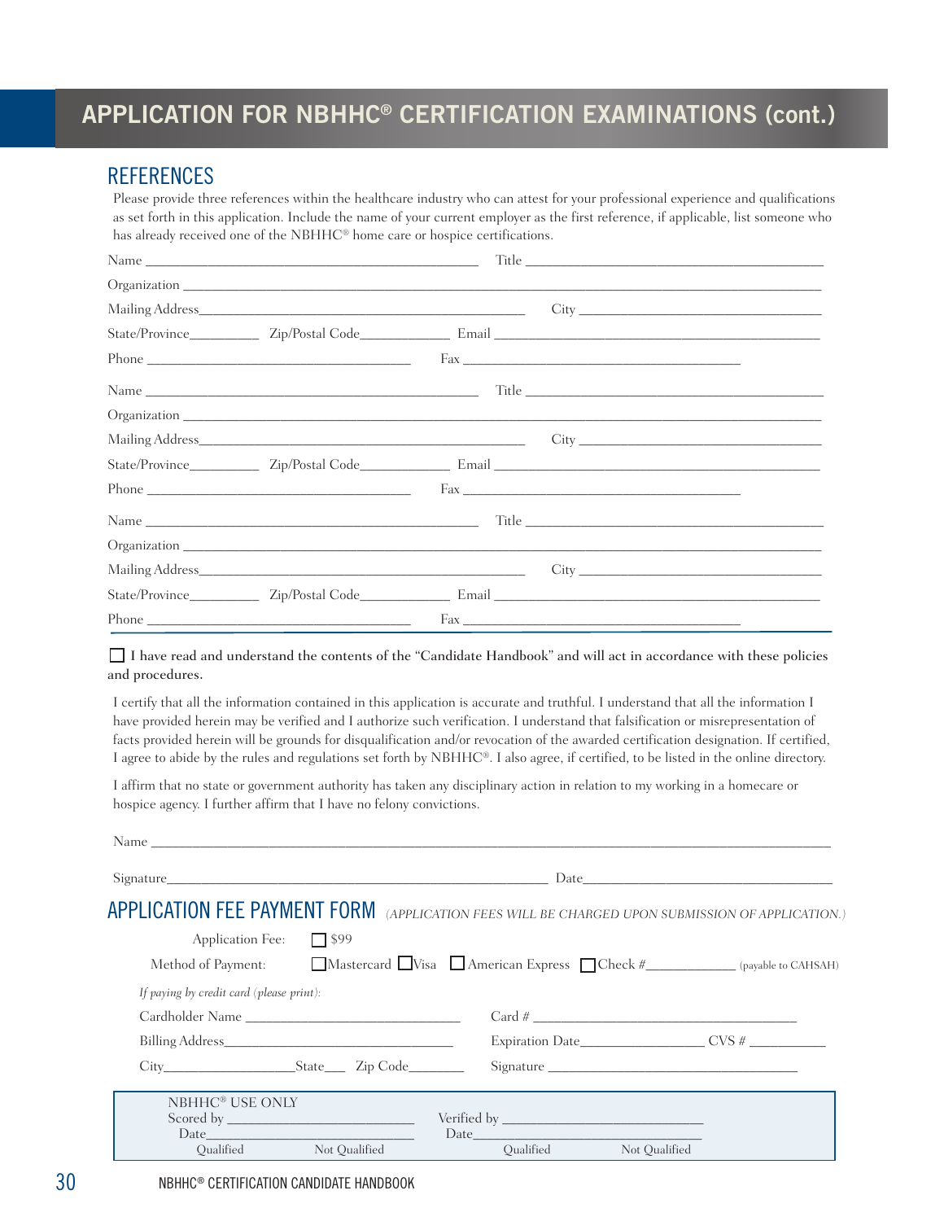# APPLICATION FOR NBHHC® CERTIFICATION EXAMINATIONS (cont.)

## REFERENCES

Please provide three references within the healthcare industry who can attest for your professional experience and qualifications as set forth in this application. Include the name of your current employer as the first reference, if applicable, list someone who has already received one of the NBHHC® home care or hospice certifications.

Name ______________________________ Title ______________________________

Organization ______________________________

Mailing Address______________________________ City ______________________________

State/Province__________ Zip/Postal Code____________ Email ______________________________

Phone ______________________________ Fax ______________________________

Name ______________________________ Title ______________________________

Organization ______________________________

Mailing Address______________________________ City ______________________________

State/Province__________ Zip/Postal Code____________ Email ______________________________

Phone ______________________________ Fax ______________________________

Name ______________________________ Title ______________________________

Organization ______________________________

Mailing Address______________________________ City ______________________________

State/Province__________ Zip/Postal Code____________ Email ______________________________

Phone ______________________________ Fax ______________________________

☐ **I have read and understand the contents of the "Candidate Handbook" and will act in accordance with these policies and procedures.**

I certify that all the information contained in this application is accurate and truthful. I understand that all the information I have provided herein may be verified and I authorize such verification. I understand that falsification or misrepresentation of facts provided herein will be grounds for disqualification and/or revocation of the awarded certification designation. If certified, I agree to abide by the rules and regulations set forth by NBHHC®. I also agree, if certified, to be listed in the online directory.

I affirm that no state or government authority has taken any disciplinary action in relation to my working in a homecare or hospice agency. I further affirm that I have no felony convictions.

Name ______________________________

Signature______________________________ Date______________________________

## APPLICATION FEE PAYMENT FORM *(APPLICATION FEES WILL BE CHARGED UPON SUBMISSION OF APPLICATION.)*

Application Fee: ☐ $99

Method of Payment: ☐ Mastercard ☐ Visa ☐ American Express ☐ Check #____________ (payable to CAHSAH)

*If paying by credit card (please print):*

Cardholder Name ______________________________ Card # ______________________________

Billing Address______________________________ Expiration Date________________ CVS # __________

City__________________State___ Zip Code________ Signature ______________________________

NBHHC® USE ONLY

Scored by ______________________________ Verified by ______________________________

Date______________________________ Date______________________________

Qualified Not Qualified Qualified Not Qualified